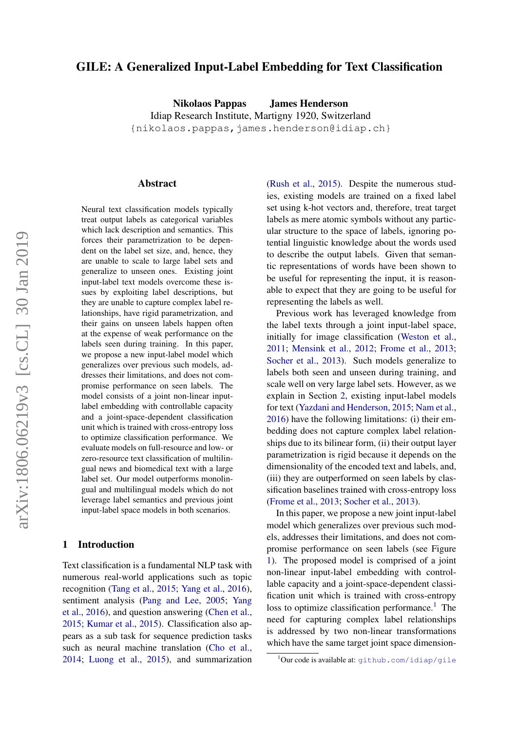# GILE: A Generalized Input-Label Embedding for Text Classification

**Nikolaos Pappas** **James Henderson**
Idiap Research Institute, Martigny 1920, Switzerland
{nikolaos.pappas,james.henderson@idiap.ch}

## Abstract

Neural text classification models typically treat output labels as categorical variables which lack description and semantics. This forces their parametrization to be dependent on the label set size, and, hence, they are unable to scale to large label sets and generalize to unseen ones. Existing joint input-label text models overcome these issues by exploiting label descriptions, but they are unable to capture complex label relationships, have rigid parametrization, and their gains on unseen labels happen often at the expense of weak performance on the labels seen during training. In this paper, we propose a new input-label model which generalizes over previous such models, addresses their limitations, and does not compromise performance on seen labels. The model consists of a joint non-linear input-label embedding with controllable capacity and a joint-space-dependent classification unit which is trained with cross-entropy loss to optimize classification performance. We evaluate models on full-resource and low- or zero-resource text classification of multilingual news and biomedical text with a large label set. Our model outperforms monolingual and multilingual models which do not leverage label semantics and previous joint input-label space models in both scenarios.

## 1 Introduction

Text classification is a fundamental NLP task with numerous real-world applications such as topic recognition (Tang et al., 2015; Yang et al., 2016), sentiment analysis (Pang and Lee, 2005; Yang et al., 2016), and question answering (Chen et al., 2015; Kumar et al., 2015). Classification also appears as a sub task for sequence prediction tasks such as neural machine translation (Cho et al., 2014; Luong et al., 2015), and summarization (Rush et al., 2015). Despite the numerous studies, existing models are trained on a fixed label set using k-hot vectors and, therefore, treat target labels as mere atomic symbols without any particular structure to the space of labels, ignoring potential linguistic knowledge about the words used to describe the output labels. Given that semantic representations of words have been shown to be useful for representing the input, it is reasonable to expect that they are going to be useful for representing the labels as well.

Previous work has leveraged knowledge from the label texts through a joint input-label space, initially for image classification (Weston et al., 2011; Mensink et al., 2012; Frome et al., 2013; Socher et al., 2013). Such models generalize to labels both seen and unseen during training, and scale well on very large label sets. However, as we explain in Section 2, existing input-label models for text (Yazdani and Henderson, 2015; Nam et al., 2016) have the following limitations: (i) their embedding does not capture complex label relationships due to its bilinear form, (ii) their output layer parametrization is rigid because it depends on the dimensionality of the encoded text and labels, and, (iii) they are outperformed on seen labels by classification baselines trained with cross-entropy loss (Frome et al., 2013; Socher et al., 2013).

In this paper, we propose a new joint input-label model which generalizes over previous such models, addresses their limitations, and does not compromise performance on seen labels (see Figure 1). The proposed model is comprised of a joint non-linear input-label embedding with controllable capacity and a joint-space-dependent classification unit which is trained with cross-entropy loss to optimize classification performance.[1] The need for capturing complex label relationships is addressed by two non-linear transformations which have the same target joint space dimension-

[1] Our code is available at: github.com/idiap/gile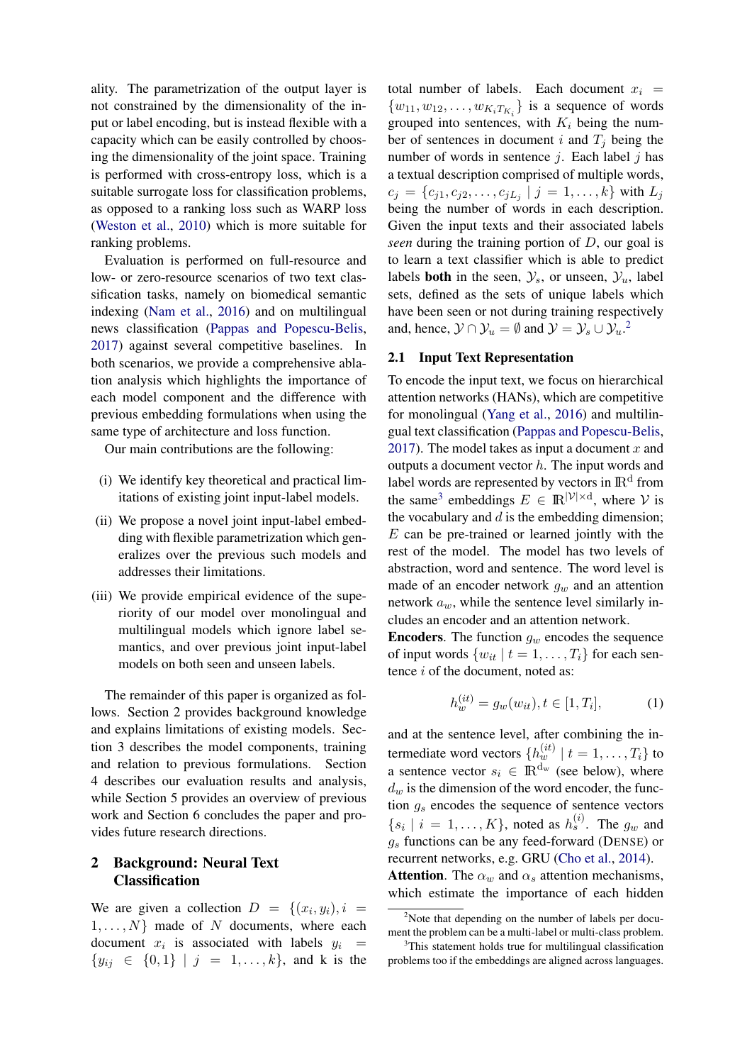ality. The parametrization of the output layer is not constrained by the dimensionality of the input or label encoding, but is instead flexible with a capacity which can be easily controlled by choosing the dimensionality of the joint space. Training is performed with cross-entropy loss, which is a suitable surrogate loss for classification problems, as opposed to a ranking loss such as WARP loss (Weston et al., 2010) which is more suitable for ranking problems.

Evaluation is performed on full-resource and low- or zero-resource scenarios of two text classification tasks, namely on biomedical semantic indexing (Nam et al., 2016) and on multilingual news classification (Pappas and Popescu-Belis, 2017) against several competitive baselines. In both scenarios, we provide a comprehensive ablation analysis which highlights the importance of each model component and the difference with previous embedding formulations when using the same type of architecture and loss function.

Our main contributions are the following:

- (i) We identify key theoretical and practical limitations of existing joint input-label models.
- (ii) We propose a novel joint input-label embedding with flexible parametrization which generalizes over the previous such models and addresses their limitations.
- (iii) We provide empirical evidence of the superiority of our model over monolingual and multilingual models which ignore label semantics, and over previous joint input-label models on both seen and unseen labels.

The remainder of this paper is organized as follows. Section 2 provides background knowledge and explains limitations of existing models. Section 3 describes the model components, training and relation to previous formulations. Section 4 describes our evaluation results and analysis, while Section 5 provides an overview of previous work and Section 6 concludes the paper and provides future research directions.

## 2 Background: Neural Text Classification

We are given a collection $D = \{(x_i, y_i), i = 1, \ldots, N\}$ made of $N$ documents, where each document $x_i$ is associated with labels $y_i = \{y_{ij} \in \{0, 1\} \mid j = 1, \ldots, k\}$, and k is the total number of labels. Each document $x_i = \{w_{11}, w_{12}, \ldots, w_{K_i T_{K_i}}\}$ is a sequence of words grouped into sentences, with $K_i$ being the number of sentences in document $i$ and $T_j$ being the number of words in sentence $j$. Each label $j$ has a textual description comprised of multiple words, $c_j = \{c_{j1}, c_{j2}, \ldots, c_{jL_j} \mid j = 1, \ldots, k\}$ with $L_j$ being the number of words in each description. Given the input texts and their associated labels *seen* during the training portion of $D$, our goal is to learn a text classifier which is able to predict labels **both** in the seen, $\mathcal{Y}_s$, or unseen, $\mathcal{Y}_u$, label sets, defined as the sets of unique labels which have been seen or not during training respectively and, hence, $\mathcal{Y} \cap \mathcal{Y}_u = \emptyset$ and $\mathcal{Y} = \mathcal{Y}_s \cup \mathcal{Y}_u$.[2]

### 2.1 Input Text Representation

To encode the input text, we focus on hierarchical attention networks (HANs), which are competitive for monolingual (Yang et al., 2016) and multilingual text classification (Pappas and Popescu-Belis, 2017). The model takes as input a document $x$ and outputs a document vector $h$. The input words and label words are represented by vectors in $\mathbb{R}^{\mathrm{d}}$ from the same[3] embeddings $E \in \mathbb{R}^{|\mathcal{V}| \times \mathrm{d}}$, where $\mathcal{V}$ is the vocabulary and $d$ is the embedding dimension; $E$ can be pre-trained or learned jointly with the rest of the model. The model has two levels of abstraction, word and sentence. The word level is made of an encoder network $g_w$ and an attention network $a_w$, while the sentence level similarly includes an encoder and an attention network.

**Encoders**. The function $g_w$ encodes the sequence of input words $\{w_{it} \mid t = 1, \ldots, T_i\}$ for each sentence $i$ of the document, noted as:

$$h_w^{(it)} = g_w(w_{it}), t \in [1, T_i], \tag{1}$$

and at the sentence level, after combining the intermediate word vectors $\{h_w^{(it)} \mid t = 1, \ldots, T_i\}$ to a sentence vector $s_i \in \mathbb{R}^{\mathrm{d_w}}$ (see below), where $d_w$ is the dimension of the word encoder, the function $g_s$ encodes the sequence of sentence vectors $\{s_i \mid i = 1, \ldots, K\}$, noted as $h_s^{(i)}$. The $g_w$ and $g_s$ functions can be any feed-forward (DENSE) or recurrent networks, e.g. GRU (Cho et al., 2014).

**Attention**. The $\alpha_w$ and $\alpha_s$ attention mechanisms, which estimate the importance of each hidden

[2] Note that depending on the number of labels per document the problem can be a multi-label or multi-class problem.

[3] This statement holds true for multilingual classification problems too if the embeddings are aligned across languages.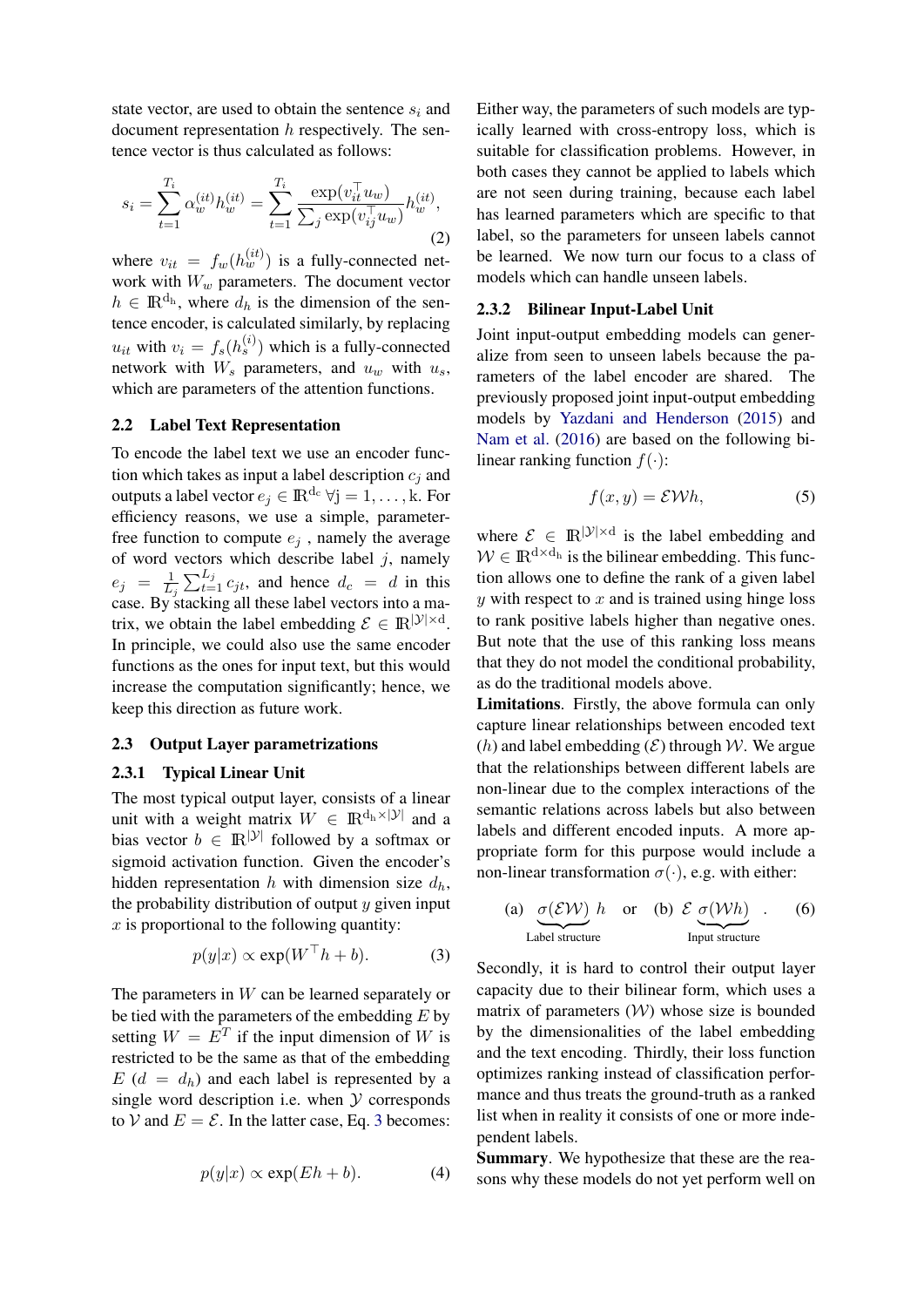state vector, are used to obtain the sentence $s_i$ and document representation $h$ respectively. The sentence vector is thus calculated as follows:

$$s_i = \sum_{t=1}^{T_i} \alpha_w^{(it)} h_w^{(it)} = \sum_{t=1}^{T_i} \frac{\exp(v_{it}^\top u_w)}{\sum_j \exp(v_{ij}^\top u_w)} h_w^{(it)}, \quad (2)$$

where $v_{it} = f_w(h_w^{(it)})$ is a fully-connected network with $W_w$ parameters. The document vector $h \in \mathbb{R}^{d_h}$, where $d_h$ is the dimension of the sentence encoder, is calculated similarly, by replacing $u_{it}$ with $v_i = f_s(h_s^{(i)})$ which is a fully-connected network with $W_s$ parameters, and $u_w$ with $u_s$, which are parameters of the attention functions.

### 2.2 Label Text Representation

To encode the label text we use an encoder function which takes as input a label description $c_j$ and outputs a label vector $e_j \in \mathbb{R}^{d_c}\ \forall j = 1, \ldots, k$. For efficiency reasons, we use a simple, parameter-free function to compute $e_j$, namely the average of word vectors which describe label $j$, namely $e_j = \frac{1}{L_j}\sum_{t=1}^{L_j} c_{jt}$, and hence $d_c = d$ in this case. By stacking all these label vectors into a matrix, we obtain the label embedding $\mathcal{E} \in \mathbb{R}^{|\mathcal{Y}| \times d}$. In principle, we could also use the same encoder functions as the ones for input text, but this would increase the computation significantly; hence, we keep this direction as future work.

### 2.3 Output Layer parametrizations

#### 2.3.1 Typical Linear Unit

The most typical output layer, consists of a linear unit with a weight matrix $W \in \mathbb{R}^{d_h \times |\mathcal{Y}|}$ and a bias vector $b \in \mathbb{R}^{|\mathcal{Y}|}$ followed by a softmax or sigmoid activation function. Given the encoder's hidden representation $h$ with dimension size $d_h$, the probability distribution of output $y$ given input $x$ is proportional to the following quantity:

$$p(y|x) \propto \exp(W^\top h + b). \quad (3)$$

The parameters in $W$ can be learned separately or be tied with the parameters of the embedding $E$ by setting $W = E^T$ if the input dimension of $W$ is restricted to be the same as that of the embedding $E$ ($d = d_h$) and each label is represented by a single word description i.e. when $\mathcal{Y}$ corresponds to $\mathcal{V}$ and $E = \mathcal{E}$. In the latter case, Eq. 3 becomes:

$$p(y|x) \propto \exp(Eh + b). \quad (4)$$

Either way, the parameters of such models are typically learned with cross-entropy loss, which is suitable for classification problems. However, in both cases they cannot be applied to labels which are not seen during training, because each label has learned parameters which are specific to that label, so the parameters for unseen labels cannot be learned. We now turn our focus to a class of models which can handle unseen labels.

#### 2.3.2 Bilinear Input-Label Unit

Joint input-output embedding models can generalize from seen to unseen labels because the parameters of the label encoder are shared. The previously proposed joint input-output embedding models by Yazdani and Henderson (2015) and Nam et al. (2016) are based on the following bilinear ranking function $f(\cdot)$:

$$f(x, y) = \mathcal{E}\mathcal{W}h, \quad (5)$$

where $\mathcal{E} \in \mathbb{R}^{|\mathcal{Y}| \times d}$ is the label embedding and $\mathcal{W} \in \mathbb{R}^{d \times d_h}$ is the bilinear embedding. This function allows one to define the rank of a given label $y$ with respect to $x$ and is trained using hinge loss to rank positive labels higher than negative ones. But note that the use of this ranking loss means that they do not model the conditional probability, as do the traditional models above.

**Limitations**. Firstly, the above formula can only capture linear relationships between encoded text ($h$) and label embedding ($\mathcal{E}$) through $\mathcal{W}$. We argue that the relationships between different labels are non-linear due to the complex interactions of the semantic relations across labels but also between labels and different encoded inputs. A more appropriate form for this purpose would include a non-linear transformation $\sigma(\cdot)$, e.g. with either:

$$\text{(a)}\ \underbrace{\sigma(\mathcal{E}\mathcal{W})}_{\text{Label structure}}\ h \quad \text{or} \quad \text{(b)}\ \mathcal{E}\ \underbrace{\sigma(\mathcal{W}h)}_{\text{Input structure}}. \quad (6)$$

Secondly, it is hard to control their output layer capacity due to their bilinear form, which uses a matrix of parameters ($\mathcal{W}$) whose size is bounded by the dimensionalities of the label embedding and the text encoding. Thirdly, their loss function optimizes ranking instead of classification performance and thus treats the ground-truth as a ranked list when in reality it consists of one or more independent labels.

**Summary**. We hypothesize that these are the reasons why these models do not yet perform well on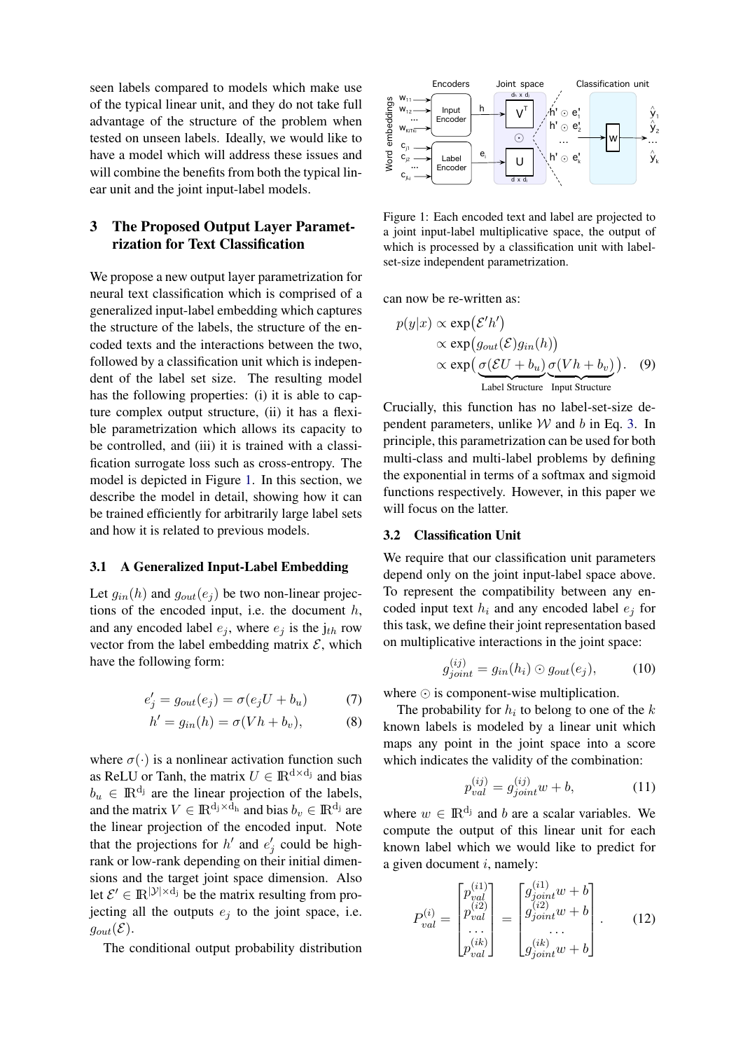seen labels compared to models which make use of the typical linear unit, and they do not take full advantage of the structure of the problem when tested on unseen labels. Ideally, we would like to have a model which will address these issues and will combine the benefits from both the typical linear unit and the joint input-label models.

## 3 The Proposed Output Layer Parametrization for Text Classification

We propose a new output layer parametrization for neural text classification which is comprised of a generalized input-label embedding which captures the structure of the labels, the structure of the encoded texts and the interactions between the two, followed by a classification unit which is independent of the label set size. The resulting model has the following properties: (i) it is able to capture complex output structure, (ii) it has a flexible parametrization which allows its capacity to be controlled, and (iii) it is trained with a classification surrogate loss such as cross-entropy. The model is depicted in Figure 1. In this section, we describe the model in detail, showing how it can be trained efficiently for arbitrarily large label sets and how it is related to previous models.

### 3.1 A Generalized Input-Label Embedding

Let $g_{in}(h)$ and $g_{out}(e_j)$ be two non-linear projections of the encoded input, i.e. the document $h$, and any encoded label $e_j$, where $e_j$ is the $\mathrm{j}_{th}$ row vector from the label embedding matrix $\mathcal{E}$, which have the following form:

$$e'_j = g_{out}(e_j) = \sigma(e_j U + b_u) \tag{7}$$

$$h' = g_{in}(h) = \sigma(V h + b_v), \tag{8}$$

where $\sigma(\cdot)$ is a nonlinear activation function such as ReLU or Tanh, the matrix $U \in \mathbb{R}^{\mathrm{d} \times \mathrm{d_j}}$ and bias $b_u \in \mathbb{R}^{\mathrm{d_j}}$ are the linear projection of the labels, and the matrix $V \in \mathbb{R}^{\mathrm{d_j} \times \mathrm{d_h}}$ and bias $b_v \in \mathbb{R}^{\mathrm{d_j}}$ are the linear projection of the encoded input. Note that the projections for $h'$ and $e'_j$ could be high-rank or low-rank depending on their initial dimensions and the target joint space dimension. Also let $\mathcal{E}' \in \mathbb{R}^{|\mathcal{Y}| \times \mathrm{d_j}}$ be the matrix resulting from projecting all the outputs $e_j$ to the joint space, i.e. $g_{out}(\mathcal{E})$.

The conditional output probability distribution

Figure 1: Each encoded text and label are projected to a joint input-label multiplicative space, the output of which is processed by a classification unit with label-set-size independent parametrization.

can now be re-written as:

$$\begin{aligned} p(y|x) &\propto \exp\big(\mathcal{E}' h'\big) \\ &\propto \exp\big(g_{out}(\mathcal{E}) g_{in}(h)\big) \\ &\propto \exp\big(\underbrace{\sigma(\mathcal{E}U + b_u)}_{\text{Label Structure}} \underbrace{\sigma(Vh + b_v)}_{\text{Input Structure}}\big). \end{aligned} \tag{9}$$

Crucially, this function has no label-set-size dependent parameters, unlike $\mathcal{W}$ and $b$ in Eq. 3. In principle, this parametrization can be used for both multi-class and multi-label problems by defining the exponential in terms of a softmax and sigmoid functions respectively. However, in this paper we will focus on the latter.

### 3.2 Classification Unit

We require that our classification unit parameters depend only on the joint input-label space above. To represent the compatibility between any encoded input text $h_i$ and any encoded label $e_j$ for this task, we define their joint representation based on multiplicative interactions in the joint space:

$$g_{joint}^{(ij)} = g_{in}(h_i) \odot g_{out}(e_j), \tag{10}$$

where $\odot$ is component-wise multiplication.

The probability for $h_i$ to belong to one of the $k$ known labels is modeled by a linear unit which maps any point in the joint space into a score which indicates the validity of the combination:

$$p_{val}^{(ij)} = g_{joint}^{(ij)} w + b, \tag{11}$$

where $w \in \mathbb{R}^{\mathrm{d_j}}$ and $b$ are a scalar variables. We compute the output of this linear unit for each known label which we would like to predict for a given document $i$, namely:

$$P_{val}^{(i)} = \begin{bmatrix} p_{val}^{(i1)} \\ p_{val}^{(i2)} \\ \dots \\ p_{val}^{(ik)} \end{bmatrix} = \begin{bmatrix} g_{joint}^{(i1)} w + b \\ g_{joint}^{(i2)} w + b \\ \dots \\ g_{joint}^{(ik)} w + b \end{bmatrix}. \tag{12}$$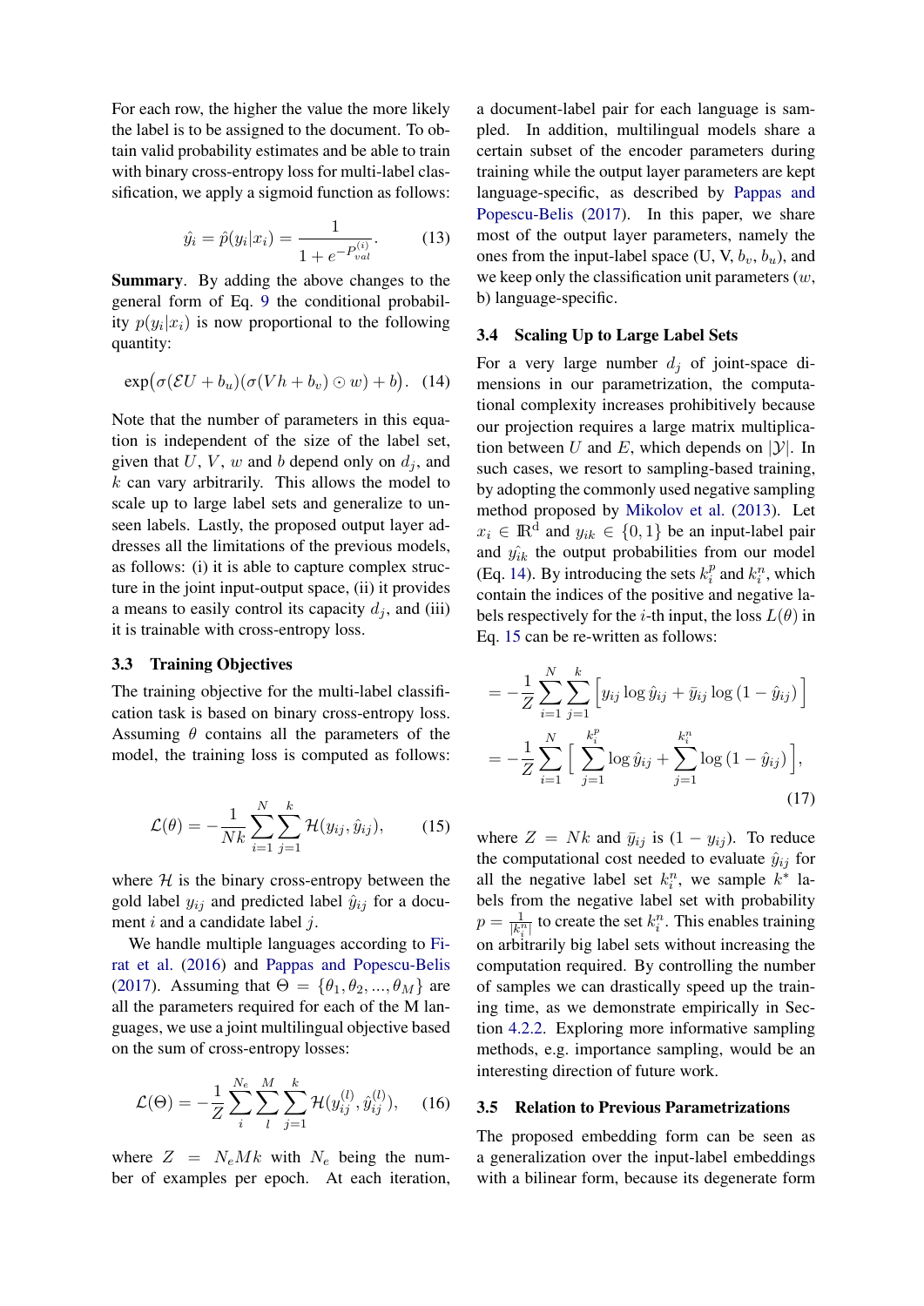For each row, the higher the value the more likely the label is to be assigned to the document. To obtain valid probability estimates and be able to train with binary cross-entropy loss for multi-label classification, we apply a sigmoid function as follows:

$$\hat{y}_i = \hat{p}(y_i|x_i) = \frac{1}{1 + e^{-P_{val}^{(i)}}}. \quad (13)$$

**Summary**. By adding the above changes to the general form of Eq. 9 the conditional probability $p(y_i|x_i)$ is now proportional to the following quantity:

$$\exp\big(\sigma(\mathcal{E}U + b_u)(\sigma(Vh + b_v) \odot w) + b\big). \quad (14)$$

Note that the number of parameters in this equation is independent of the size of the label set, given that $U$, $V$, $w$ and $b$ depend only on $d_j$, and $k$ can vary arbitrarily. This allows the model to scale up to large label sets and generalize to unseen labels. Lastly, the proposed output layer addresses all the limitations of the previous models, as follows: (i) it is able to capture complex structure in the joint input-output space, (ii) it provides a means to easily control its capacity $d_j$, and (iii) it is trainable with cross-entropy loss.

### 3.3 Training Objectives

The training objective for the multi-label classification task is based on binary cross-entropy loss. Assuming $\theta$ contains all the parameters of the model, the training loss is computed as follows:

$$\mathcal{L}(\theta) = -\frac{1}{Nk}\sum_{i=1}^{N}\sum_{j=1}^{k}\mathcal{H}(y_{ij}, \hat{y}_{ij}), \quad (15)$$

where $\mathcal{H}$ is the binary cross-entropy between the gold label $y_{ij}$ and predicted label $\hat{y}_{ij}$ for a document $i$ and a candidate label $j$.

We handle multiple languages according to Firat et al. (2016) and Pappas and Popescu-Belis (2017). Assuming that $\Theta = \{\theta_1, \theta_2, ..., \theta_M\}$ are all the parameters required for each of the M languages, we use a joint multilingual objective based on the sum of cross-entropy losses:

$$\mathcal{L}(\Theta) = -\frac{1}{Z}\sum_{i}^{N_e}\sum_{l}^{M}\sum_{j=1}^{k}\mathcal{H}(y_{ij}^{(l)}, \hat{y}_{ij}^{(l)}), \quad (16)$$

where $Z = N_e M k$ with $N_e$ being the number of examples per epoch. At each iteration, a document-label pair for each language is sampled. In addition, multilingual models share a certain subset of the encoder parameters during training while the output layer parameters are kept language-specific, as described by Pappas and Popescu-Belis (2017). In this paper, we share most of the output layer parameters, namely the ones from the input-label space (U, V, $b_v$, $b_u$), and we keep only the classification unit parameters ($w$, b) language-specific.

### 3.4 Scaling Up to Large Label Sets

For a very large number $d_j$ of joint-space dimensions in our parametrization, the computational complexity increases prohibitively because our projection requires a large matrix multiplication between $U$ and $E$, which depends on $|\mathcal{Y}|$. In such cases, we resort to sampling-based training, by adopting the commonly used negative sampling method proposed by Mikolov et al. (2013). Let $x_i \in \mathbb{R}^d$ and $y_{ik} \in \{0, 1\}$ be an input-label pair and $\hat{y_{ik}}$ the output probabilities from our model (Eq. 14). By introducing the sets $k_i^p$ and $k_i^n$, which contain the indices of the positive and negative labels respectively for the $i$-th input, the loss $L(\theta)$ in Eq. 15 can be re-written as follows:

$$\begin{aligned} &= -\frac{1}{Z}\sum_{i=1}^{N}\sum_{j=1}^{k}\Big[y_{ij}\log\hat{y}_{ij} + \bar{y}_{ij}\log(1-\hat{y}_{ij})\Big] \\ &= -\frac{1}{Z}\sum_{i=1}^{N}\Big[\sum_{j=1}^{k_i^p}\log\hat{y}_{ij} + \sum_{j=1}^{k_i^n}\log(1-\hat{y}_{ij})\Big], \end{aligned} \quad (17)$$

where $Z = Nk$ and $\bar{y}_{ij}$ is $(1 - y_{ij})$. To reduce the computational cost needed to evaluate $\hat{y}_{ij}$ for all the negative label set $k_i^n$, we sample $k^*$ labels from the negative label set with probability $p = \frac{1}{|k_i^n|}$ to create the set $k_i^n$. This enables training on arbitrarily big label sets without increasing the computation required. By controlling the number of samples we can drastically speed up the training time, as we demonstrate empirically in Section 4.2.2. Exploring more informative sampling methods, e.g. importance sampling, would be an interesting direction of future work.

### 3.5 Relation to Previous Parametrizations

The proposed embedding form can be seen as a generalization over the input-label embeddings with a bilinear form, because its degenerate form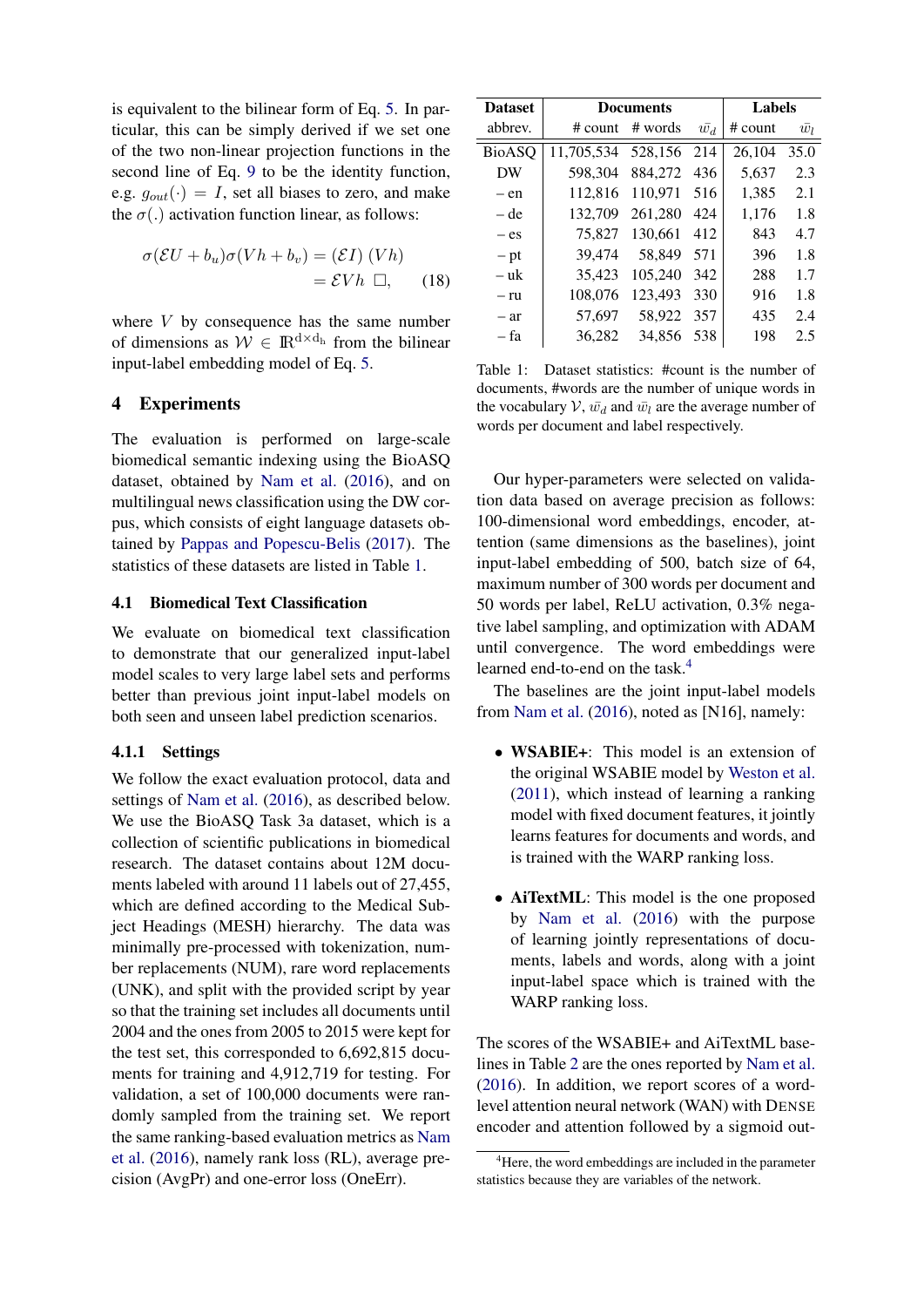is equivalent to the bilinear form of Eq. 5. In particular, this can be simply derived if we set one of the two non-linear projection functions in the second line of Eq. 9 to be the identity function, e.g. $g_{out}(\cdot) = I$, set all biases to zero, and make the $\sigma(.)$ activation function linear, as follows:

$$\sigma(\mathcal{E}U + b_u)\sigma(Vh + b_v) = (\mathcal{E}I)\ (Vh) \\ = \mathcal{E}Vh \ \Box, \quad (18)$$

where $V$ by consequence has the same number of dimensions as $\mathcal{W} \in \mathbb{R}^{d \times d_h}$ from the bilinear input-label embedding model of Eq. 5.

## 4 Experiments

The evaluation is performed on large-scale biomedical semantic indexing using the BioASQ dataset, obtained by Nam et al. (2016), and on multilingual news classification using the DW corpus, which consists of eight language datasets obtained by Pappas and Popescu-Belis (2017). The statistics of these datasets are listed in Table 1.

| Dataset | Documents | | | Labels | |
|---|---|---|---|---|---|
| abbrev. | # count | # words | $\bar{w_d}$ | # count | $\bar{w_l}$ |
| BioASQ | 11,705,534 | 528,156 | 214 | 26,104 | 35.0 |
| DW | 598,304 | 884,272 | 436 | 5,637 | 2.3 |
| – en | 112,816 | 110,971 | 516 | 1,385 | 2.1 |
| – de | 132,709 | 261,280 | 424 | 1,176 | 1.8 |
| – es | 75,827 | 130,661 | 412 | 843 | 4.7 |
| – pt | 39,474 | 58,849 | 571 | 396 | 1.8 |
| – uk | 35,423 | 105,240 | 342 | 288 | 1.7 |
| – ru | 108,076 | 123,493 | 330 | 916 | 1.8 |
| – ar | 57,697 | 58,922 | 357 | 435 | 2.4 |
| – fa | 36,282 | 34,856 | 538 | 198 | 2.5 |

Table 1: Dataset statistics: #count is the number of documents, #words are the number of unique words in the vocabulary $\mathcal{V}$, $\bar{w_d}$ and $\bar{w_l}$ are the average number of words per document and label respectively.

### 4.1 Biomedical Text Classification

We evaluate on biomedical text classification to demonstrate that our generalized input-label model scales to very large label sets and performs better than previous joint input-label models on both seen and unseen label prediction scenarios.

#### 4.1.1 Settings

We follow the exact evaluation protocol, data and settings of Nam et al. (2016), as described below. We use the BioASQ Task 3a dataset, which is a collection of scientific publications in biomedical research. The dataset contains about 12M documents labeled with around 11 labels out of 27,455, which are defined according to the Medical Subject Headings (MESH) hierarchy. The data was minimally pre-processed with tokenization, number replacements (NUM), rare word replacements (UNK), and split with the provided script by year so that the training set includes all documents until 2004 and the ones from 2005 to 2015 were kept for the test set, this corresponded to 6,692,815 documents for training and 4,912,719 for testing. For validation, a set of 100,000 documents were randomly sampled from the training set. We report the same ranking-based evaluation metrics as Nam et al. (2016), namely rank loss (RL), average precision (AvgPr) and one-error loss (OneErr).

Our hyper-parameters were selected on validation data based on average precision as follows: 100-dimensional word embeddings, encoder, attention (same dimensions as the baselines), joint input-label embedding of 500, batch size of 64, maximum number of 300 words per document and 50 words per label, ReLU activation, 0.3% negative label sampling, and optimization with ADAM until convergence. The word embeddings were learned end-to-end on the task.[4]

The baselines are the joint input-label models from Nam et al. (2016), noted as [N16], namely:

- **WSABIE+**: This model is an extension of the original WSABIE model by Weston et al. (2011), which instead of learning a ranking model with fixed document features, it jointly learns features for documents and words, and is trained with the WARP ranking loss.

- **AiTextML**: This model is the one proposed by Nam et al. (2016) with the purpose of learning jointly representations of documents, labels and words, along with a joint input-label space which is trained with the WARP ranking loss.

The scores of the WSABIE+ and AiTextML baselines in Table 2 are the ones reported by Nam et al. (2016). In addition, we report scores of a word-level attention neural network (WAN) with DENSE encoder and attention followed by a sigmoid out-

[4]Here, the word embeddings are included in the parameter statistics because they are variables of the network.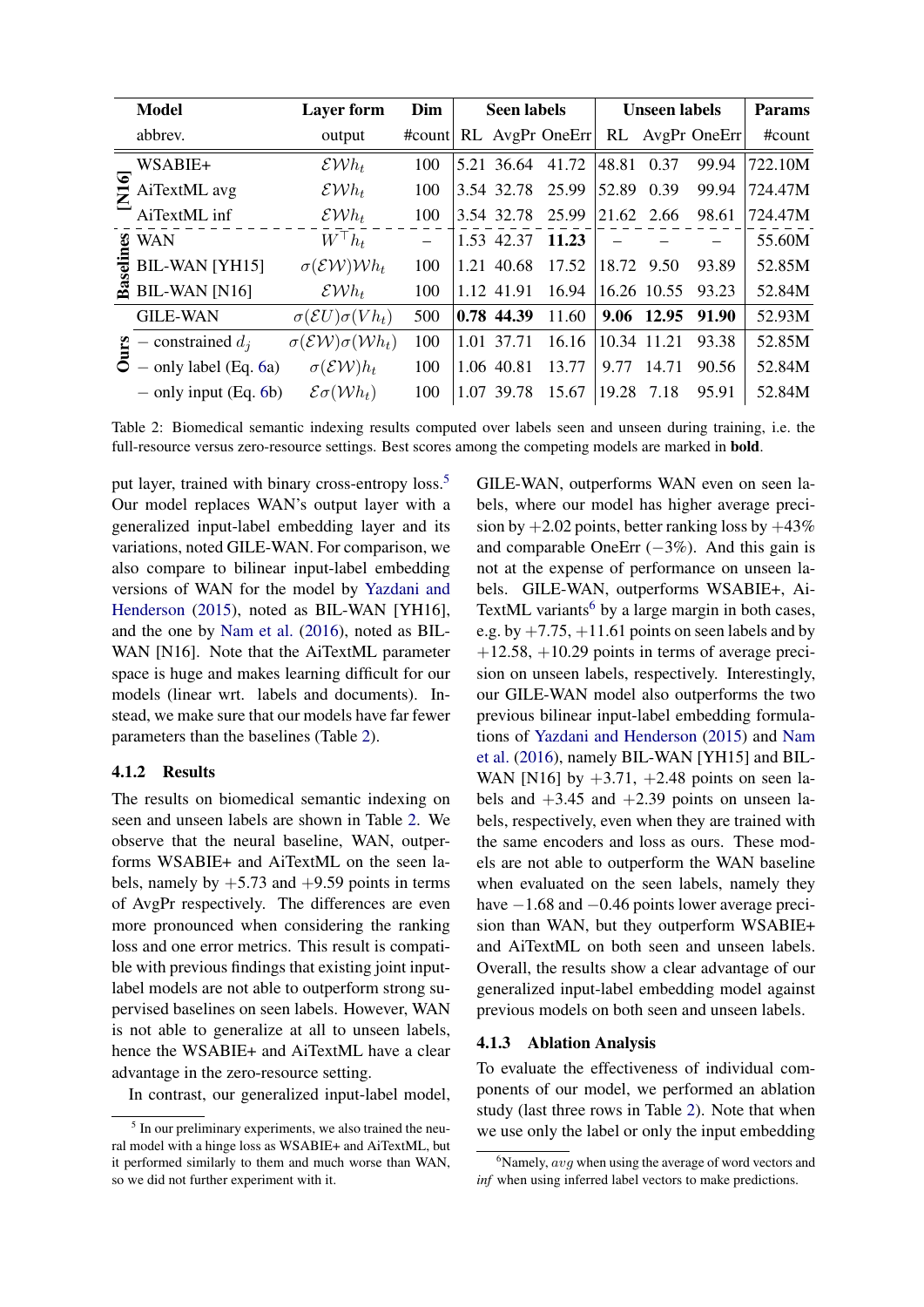| | Model | Layer form | Dim | Seen labels | | | Unseen labels | | | Params |
|---|---|---|---|---|---|---|---|---|---|---|
| | abbrev. | output | #count | RL | AvgPr | OneErr | RL | AvgPr | OneErr | #count |
| [N16] | WSABIE+ | $\mathcal{E}\mathcal{W}h_t$ | 100 | 5.21 | 36.64 | 41.72 | 48.81 | 0.37 | 99.94 | 722.10M |
| [N16] | AiTextML avg | $\mathcal{E}\mathcal{W}h_t$ | 100 | 3.54 | 32.78 | 25.99 | 52.89 | 0.39 | 99.94 | 724.47M |
| [N16] | AiTextML inf | $\mathcal{E}\mathcal{W}h_t$ | 100 | 3.54 | 32.78 | 25.99 | 21.62 | 2.66 | 98.61 | 724.47M |
| Baselines | WAN | $W^\top h_t$ | – | 1.53 | 42.37 | **11.23** | – | – | – | 55.60M |
| Baselines | BIL-WAN [YH15] | $\sigma(\mathcal{E}\mathcal{W})\mathcal{W}h_t$ | 100 | 1.21 | 40.68 | 17.52 | 18.72 | 9.50 | 93.89 | 52.85M |
| Baselines | BIL-WAN [N16] | $\mathcal{E}\mathcal{W}h_t$ | 100 | 1.12 | 41.91 | 16.94 | 16.26 | 10.55 | 93.23 | 52.84M |
| Ours | GILE-WAN | $\sigma(\mathcal{E}U)\sigma(Vh_t)$ | 500 | **0.78** | **44.39** | 11.60 | **9.06** | **12.95** | **91.90** | 52.93M |
| Ours | – constrained $d_j$ | $\sigma(\mathcal{E}\mathcal{W})\sigma(\mathcal{W}h_t)$ | 100 | 1.01 | 37.71 | 16.16 | 10.34 | 11.21 | 93.38 | 52.85M |
| Ours | – only label (Eq. 6a) | $\sigma(\mathcal{E}\mathcal{W})h_t$ | 100 | 1.06 | 40.81 | 13.77 | 9.77 | 14.71 | 90.56 | 52.84M |
| Ours | – only input (Eq. 6b) | $\mathcal{E}\sigma(\mathcal{W}h_t)$ | 100 | 1.07 | 39.78 | 15.67 | 19.28 | 7.18 | 95.91 | 52.84M |

Table 2: Biomedical semantic indexing results computed over labels seen and unseen during training, i.e. the full-resource versus zero-resource settings. Best scores among the competing models are marked in **bold**.

put layer, trained with binary cross-entropy loss.[5] Our model replaces WAN's output layer with a generalized input-label embedding layer and its variations, noted GILE-WAN. For comparison, we also compare to bilinear input-label embedding versions of WAN for the model by Yazdani and Henderson (2015), noted as BIL-WAN [YH16], and the one by Nam et al. (2016), noted as BIL-WAN [N16]. Note that the AiTextML parameter space is huge and makes learning difficult for our models (linear wrt. labels and documents). Instead, we make sure that our models have far fewer parameters than the baselines (Table 2).

#### 4.1.2 Results

The results on biomedical semantic indexing on seen and unseen labels are shown in Table 2. We observe that the neural baseline, WAN, outperforms WSABIE+ and AiTextML on the seen labels, namely by $+5.73$ and $+9.59$ points in terms of AvgPr respectively. The differences are even more pronounced when considering the ranking loss and one error metrics. This result is compatible with previous findings that existing joint input-label models are not able to outperform strong supervised baselines on seen labels. However, WAN is not able to generalize at all to unseen labels, hence the WSABIE+ and AiTextML have a clear advantage in the zero-resource setting.

In contrast, our generalized input-label model, GILE-WAN, outperforms WAN even on seen labels, where our model has higher average precision by $+2.02$ points, better ranking loss by $+43\%$ and comparable OneErr ($-3\%$). And this gain is not at the expense of performance on unseen labels. GILE-WAN, outperforms WSABIE+, AiTextML variants[6] by a large margin in both cases, e.g. by $+7.75$, $+11.61$ points on seen labels and by $+12.58$, $+10.29$ points in terms of average precision on unseen labels, respectively. Interestingly, our GILE-WAN model also outperforms the two previous bilinear input-label embedding formulations of Yazdani and Henderson (2015) and Nam et al. (2016), namely BIL-WAN [YH15] and BIL-WAN [N16] by $+3.71$, $+2.48$ points on seen labels and $+3.45$ and $+2.39$ points on unseen labels, respectively, even when they are trained with the same encoders and loss as ours. These models are not able to outperform the WAN baseline when evaluated on the seen labels, namely they have $-1.68$ and $-0.46$ points lower average precision than WAN, but they outperform WSABIE+ and AiTextML on both seen and unseen labels. Overall, the results show a clear advantage of our generalized input-label embedding model against previous models on both seen and unseen labels.

#### 4.1.3 Ablation Analysis

To evaluate the effectiveness of individual components of our model, we performed an ablation study (last three rows in Table 2). Note that when we use only the label or only the input embedding

[5] In our preliminary experiments, we also trained the neural model with a hinge loss as WSABIE+ and AiTextML, but it performed similarly to them and much worse than WAN, so we did not further experiment with it.

[6] Namely, $avg$ when using the average of word vectors and *inf* when using inferred label vectors to make predictions.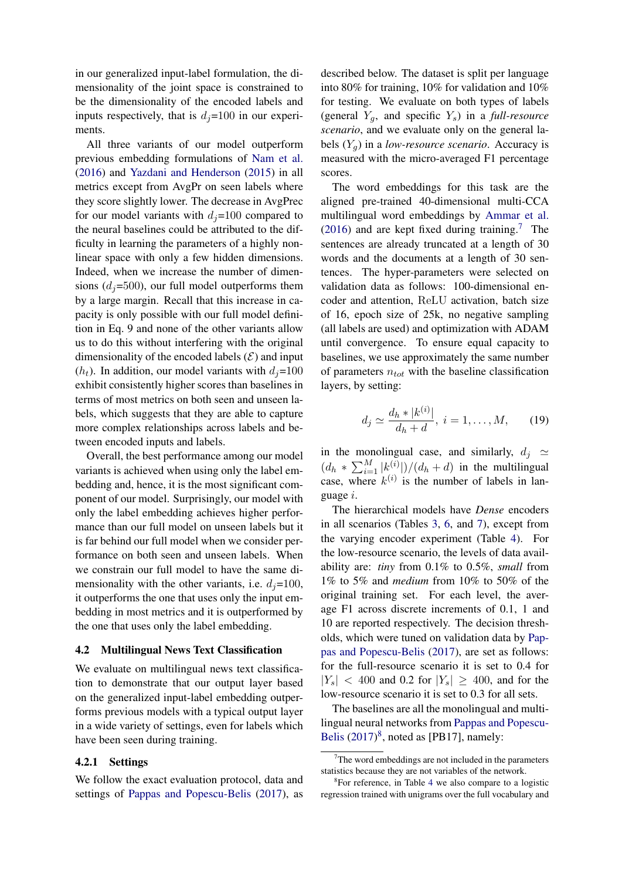in our generalized input-label formulation, the dimensionality of the joint space is constrained to be the dimensionality of the encoded labels and inputs respectively, that is $d_j$=100 in our experiments.

All three variants of our model outperform previous embedding formulations of Nam et al. (2016) and Yazdani and Henderson (2015) in all metrics except from AvgPr on seen labels where they score slightly lower. The decrease in AvgPrec for our model variants with $d_j$=100 compared to the neural baselines could be attributed to the difficulty in learning the parameters of a highly nonlinear space with only a few hidden dimensions. Indeed, when we increase the number of dimensions ($d_j$=500), our full model outperforms them by a large margin. Recall that this increase in capacity is only possible with our full model definition in Eq. 9 and none of the other variants allow us to do this without interfering with the original dimensionality of the encoded labels ($\mathcal{E}$) and input ($h_t$). In addition, our model variants with $d_j$=100 exhibit consistently higher scores than baselines in terms of most metrics on both seen and unseen labels, which suggests that they are able to capture more complex relationships across labels and between encoded inputs and labels.

Overall, the best performance among our model variants is achieved when using only the label embedding and, hence, it is the most significant component of our model. Surprisingly, our model with only the label embedding achieves higher performance than our full model on unseen labels but it is far behind our full model when we consider performance on both seen and unseen labels. When we constrain our full model to have the same dimensionality with the other variants, i.e. $d_j$=100, it outperforms the one that uses only the input embedding in most metrics and it is outperformed by the one that uses only the label embedding.

## 4.2 Multilingual News Text Classification

We evaluate on multilingual news text classification to demonstrate that our output layer based on the generalized input-label embedding outperforms previous models with a typical output layer in a wide variety of settings, even for labels which have been seen during training.

### 4.2.1 Settings

We follow the exact evaluation protocol, data and settings of Pappas and Popescu-Belis (2017), as described below. The dataset is split per language into 80% for training, 10% for validation and 10% for testing. We evaluate on both types of labels (general $Y_g$, and specific $Y_s$) in a *full-resource scenario*, and we evaluate only on the general labels ($Y_g$) in a *low-resource scenario*. Accuracy is measured with the micro-averaged F1 percentage scores.

The word embeddings for this task are the aligned pre-trained 40-dimensional multi-CCA multilingual word embeddings by Ammar et al. (2016) and are kept fixed during training.[7] The sentences are already truncated at a length of 30 words and the documents at a length of 30 sentences. The hyper-parameters were selected on validation data as follows: 100-dimensional encoder and attention, ReLU activation, batch size of 16, epoch size of 25k, no negative sampling (all labels are used) and optimization with ADAM until convergence. To ensure equal capacity to baselines, we use approximately the same number of parameters $n_{tot}$ with the baseline classification layers, by setting:

$$d_j \simeq \frac{d_h * |k^{(i)}|}{d_h + d}, \; i = 1, \dots, M, \qquad (19)$$

in the monolingual case, and similarly, $d_j \simeq (d_h * \sum_{i=1}^{M} |k^{(i)}|)/(d_h + d)$ in the multilingual case, where $k^{(i)}$ is the number of labels in language $i$.

The hierarchical models have *Dense* encoders in all scenarios (Tables 3, 6, and 7), except from the varying encoder experiment (Table 4). For the low-resource scenario, the levels of data availability are: *tiny* from 0.1% to 0.5%, *small* from 1% to 5% and *medium* from 10% to 50% of the original training set. For each level, the average F1 across discrete increments of 0.1, 1 and 10 are reported respectively. The decision thresholds, which were tuned on validation data by Pappas and Popescu-Belis (2017), are set as follows: for the full-resource scenario it is set to 0.4 for $|Y_s| < 400$ and 0.2 for $|Y_s| \geq 400$, and for the low-resource scenario it is set to 0.3 for all sets.

The baselines are all the monolingual and multilingual neural networks from Pappas and Popescu-Belis (2017)[8], noted as [PB17], namely:

[7] The word embeddings are not included in the parameters statistics because they are not variables of the network.

[8] For reference, in Table 4 we also compare to a logistic regression trained with unigrams over the full vocabulary and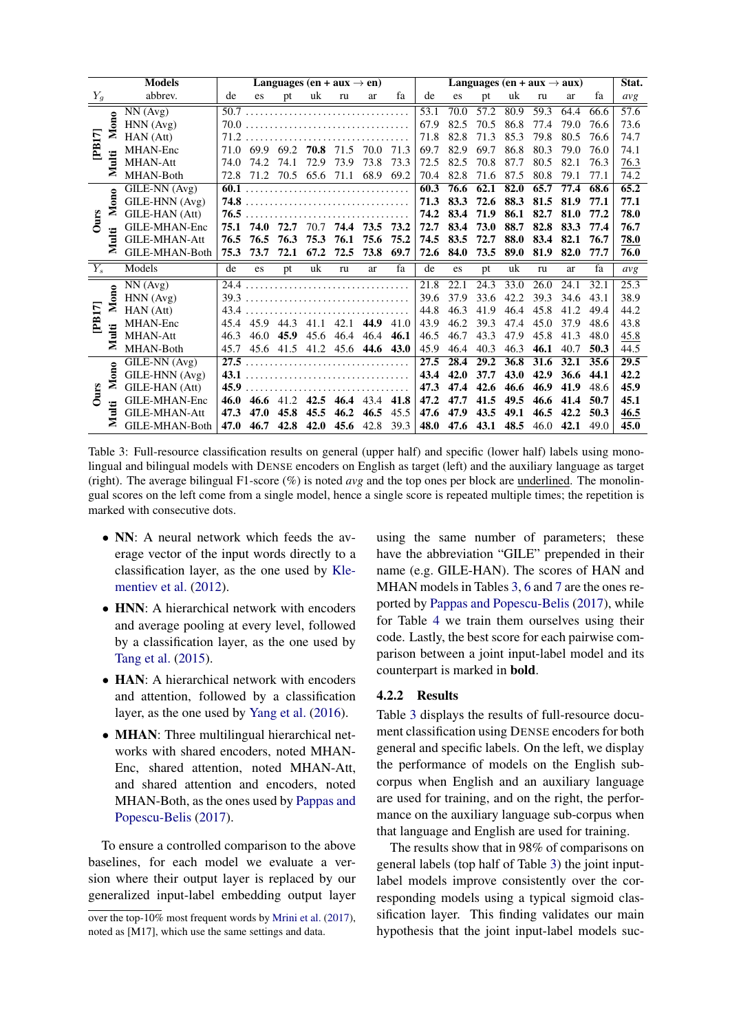| $Y_g$ | Models abbrev. | de | es | pt | uk | ru | ar | fa | de | es | pt | uk | ru | ar | fa | Stat. avg |
|---|---|---|---|---|---|---|---|---|---|---|---|---|---|---|---|---|
| | | **Languages (en + aux → en)** | | | | | | | **Languages (en + aux → aux)** | | | | | | | |
| [PB17] Mono | NN (Avg) | 50.7 | ... | ... | ... | ... | ... | ... | 53.1 | 70.0 | 57.2 | 80.9 | 59.3 | 64.4 | 66.6 | 57.6 |
| [PB17] Mono | HNN (Avg) | 70.0 | ... | ... | ... | ... | ... | ... | 67.9 | 82.5 | 70.5 | 86.8 | 77.4 | 79.0 | 76.6 | 73.6 |
| [PB17] Mono | HAN (Att) | 71.2 | ... | ... | ... | ... | ... | ... | 71.8 | 82.8 | 71.3 | 85.3 | 79.8 | 80.5 | 76.6 | 74.7 |
| [PB17] Multi | MHAN-Enc | 71.0 | 69.9 | 69.2 | **70.8** | 71.5 | 70.0 | 71.3 | 69.7 | 82.9 | 69.7 | 86.8 | 80.3 | 79.0 | 76.0 | 74.1 |
| [PB17] Multi | MHAN-Att | 74.0 | 74.2 | 74.1 | 72.9 | 73.9 | 73.8 | 73.3 | 72.5 | 82.5 | 70.8 | 87.7 | 80.5 | 82.1 | 76.3 | <u>76.3</u> |
| [PB17] Multi | MHAN-Both | 72.8 | 71.2 | 70.5 | 65.6 | 71.1 | 68.9 | 69.2 | 70.4 | 82.8 | 71.6 | 87.5 | 80.8 | 79.1 | 77.1 | 74.2 |
| Ours Mono | GILE-NN (Avg) | **60.1** | ... | ... | ... | ... | ... | ... | **60.3** | **76.6** | **62.1** | **82.0** | **65.7** | **77.4** | **68.6** | **65.2** |
| Ours Mono | GILE-HNN (Avg) | **74.8** | ... | ... | ... | ... | ... | ... | **71.3** | **83.3** | **72.6** | **88.3** | **81.5** | **81.9** | **77.1** | **77.1** |
| Ours Mono | GILE-HAN (Att) | **76.5** | ... | ... | ... | ... | ... | ... | **74.2** | **83.4** | **71.9** | **86.1** | **82.7** | **81.0** | **77.2** | **78.0** |
| Ours Multi | GILE-MHAN-Enc | **75.1** | **74.0** | **72.7** | 70.7 | **74.4** | **73.5** | **73.2** | **72.7** | **83.4** | **73.0** | **88.7** | **82.8** | **83.3** | **77.4** | **76.7** |
| Ours Multi | GILE-MHAN-Att | **76.5** | **76.5** | **76.3** | **75.3** | **76.1** | **75.6** | **75.2** | **74.5** | **83.5** | **72.7** | **88.0** | **83.4** | **82.1** | **76.7** | <u>**78.0**</u> |
| Ours Multi | GILE-MHAN-Both | **75.3** | **73.7** | **72.1** | **67.2** | **72.5** | **73.8** | **69.7** | **72.6** | **84.0** | **73.5** | **89.0** | **81.9** | **82.0** | **77.7** | **76.0** |
| $Y_s$ | Models | de | es | pt | uk | ru | ar | fa | de | es | pt | uk | ru | ar | fa | avg |
| [PB17] Mono | NN (Avg) | 24.4 | ... | ... | ... | ... | ... | ... | 21.8 | 22.1 | 24.3 | 33.0 | 26.0 | 24.1 | 32.1 | 25.3 |
| [PB17] Mono | HNN (Avg) | 39.3 | ... | ... | ... | ... | ... | ... | 39.6 | 37.9 | 33.6 | 42.2 | 39.3 | 34.6 | 43.1 | 38.9 |
| [PB17] Mono | HAN (Att) | 43.4 | ... | ... | ... | ... | ... | ... | 44.8 | 46.3 | 41.9 | 46.4 | 45.8 | 41.2 | 49.4 | 44.2 |
| [PB17] Multi | MHAN-Enc | 45.4 | 45.9 | 44.3 | 41.1 | 42.1 | **44.9** | 41.0 | 43.9 | 46.2 | 39.3 | 47.4 | 45.0 | 37.9 | 48.6 | 43.8 |
| [PB17] Multi | MHAN-Att | 46.3 | 46.0 | **45.9** | 45.6 | 46.4 | 46.4 | **46.1** | 46.5 | 46.7 | 43.3 | 47.9 | 45.8 | 41.3 | 48.0 | <u>45.8</u> |
| [PB17] Multi | MHAN-Both | 45.7 | 45.6 | 41.5 | 41.2 | 45.6 | **44.6** | **43.0** | 45.9 | 46.4 | 40.3 | 46.3 | **46.1** | 40.7 | **50.3** | 44.5 |
| Ours Mono | GILE-NN (Avg) | **27.5** | ... | ... | ... | ... | ... | ... | **27.5** | **28.4** | **29.2** | **36.8** | **31.6** | **32.1** | **35.6** | **29.5** |
| Ours Mono | GILE-HNN (Avg) | **43.1** | ... | ... | ... | ... | ... | ... | **43.4** | **42.0** | **37.7** | **43.0** | **42.9** | **36.6** | **44.1** | **42.2** |
| Ours Mono | GILE-HAN (Att) | **45.9** | ... | ... | ... | ... | ... | ... | **47.3** | **47.4** | **42.6** | **46.6** | **46.9** | **41.9** | 48.6 | **45.9** |
| Ours Multi | GILE-MHAN-Enc | **46.0** | **46.6** | 41.2 | **42.5** | **46.4** | 43.4 | **41.8** | **47.2** | **47.7** | **41.5** | **49.5** | **46.6** | **41.4** | **50.7** | **45.1** |
| Ours Multi | GILE-MHAN-Att | **47.3** | **47.0** | 45.8 | 45.5 | 46.2 | **46.5** | 45.5 | **47.6** | **47.9** | **43.5** | **49.1** | **46.5** | **42.2** | **50.3** | <u>**46.5**</u> |
| Ours Multi | GILE-MHAN-Both | **47.0** | **46.7** | **42.8** | **42.0** | 45.6 | 42.8 | 39.3 | **48.0** | **47.6** | **43.1** | **48.5** | 46.0 | **42.1** | 49.0 | **45.0** |

Table 3: Full-resource classification results on general (upper half) and specific (lower half) labels using monolingual and bilingual models with DENSE encoders on English as target (left) and the auxiliary language as target (right). The average bilingual F1-score (%) is noted *avg* and the top ones per block are <u>underlined</u>. The monolingual scores on the left come from a single model, hence a single score is repeated multiple times; the repetition is marked with consecutive dots.

- **NN**: A neural network which feeds the average vector of the input words directly to a classification layer, as the one used by Klementiev et al. (2012).
- **HNN**: A hierarchical network with encoders and average pooling at every level, followed by a classification layer, as the one used by Tang et al. (2015).
- **HAN**: A hierarchical network with encoders and attention, followed by a classification layer, as the one used by Yang et al. (2016).
- **MHAN**: Three multilingual hierarchical networks with shared encoders, noted MHAN-Enc, shared attention, noted MHAN-Att, and shared attention and encoders, noted MHAN-Both, as the ones used by Pappas and Popescu-Belis (2017).

To ensure a controlled comparison to the above baselines, for each model we evaluate a version where their output layer is replaced by our generalized input-label embedding output layer using the same number of parameters; these have the abbreviation "GILE" prepended in their name (e.g. GILE-HAN). The scores of HAN and MHAN models in Tables 3, 6 and 7 are the ones reported by Pappas and Popescu-Belis (2017), while for Table 4 we train them ourselves using their code. Lastly, the best score for each pairwise comparison between a joint input-label model and its counterpart is marked in **bold**.

over the top-10% most frequent words by Mrini et al. (2017), noted as [M17], which use the same settings and data.

#### 4.2.2 Results

Table 3 displays the results of full-resource document classification using DENSE encoders for both general and specific labels. On the left, we display the performance of models on the English sub-corpus when English and an auxiliary language are used for training, and on the right, the performance on the auxiliary language sub-corpus when that language and English are used for training.

The results show that in 98% of comparisons on general labels (top half of Table 3) the joint input-label models improve consistently over the corresponding models using a typical sigmoid classification layer. This finding validates our main hypothesis that the joint input-label models suc-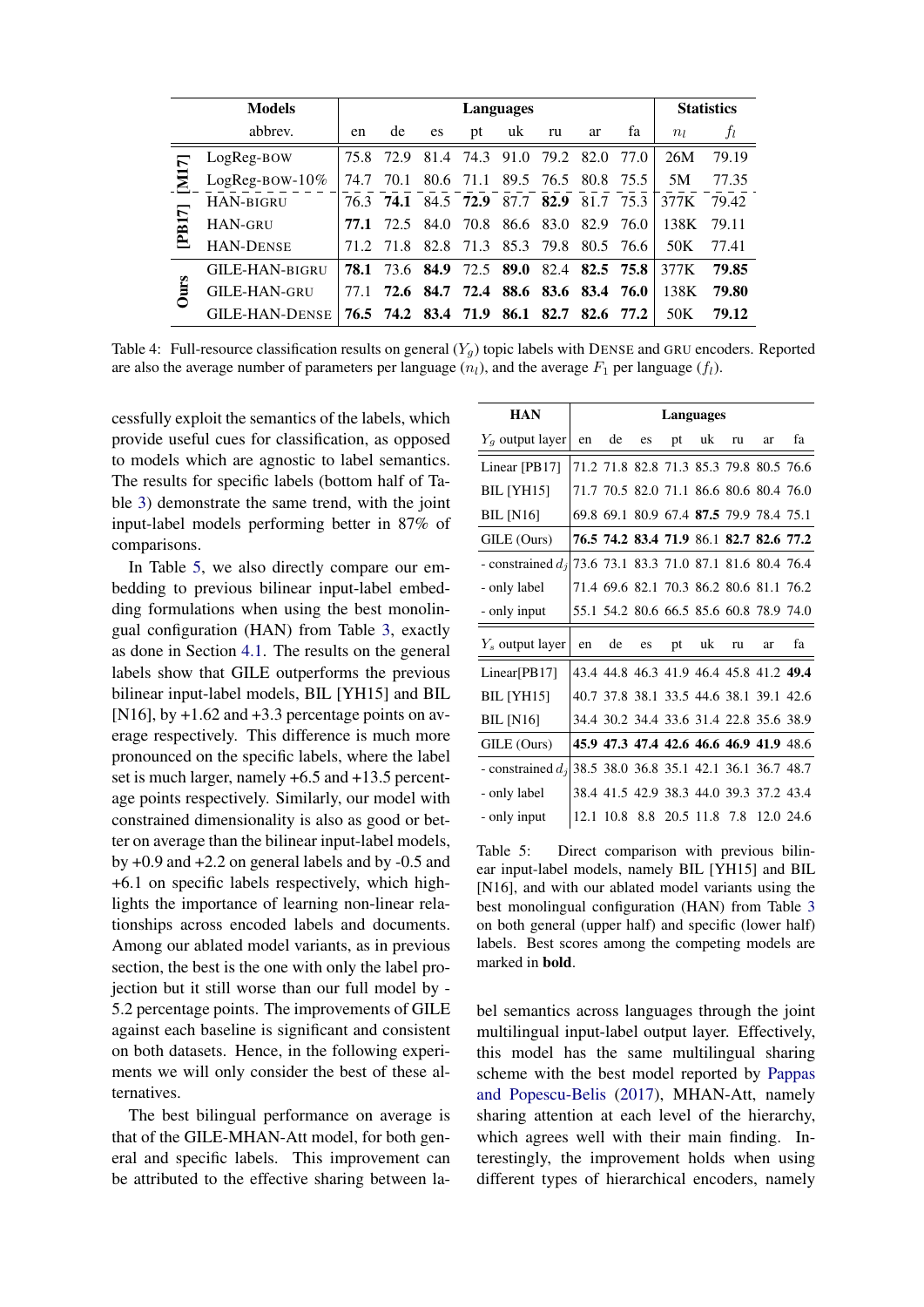| | Models | Languages | | | | | | | | Statistics | |
|---|---|---|---|---|---|---|---|---|---|---|---|
| | abbrev. | en | de | es | pt | uk | ru | ar | fa | $n_l$ | $f_l$ |
| [M17] | LogReg-BOW | 75.8 | 72.9 | 81.4 | 74.3 | 91.0 | 79.2 | 82.0 | 77.0 | 26M | 79.19 |
| [M17] | LogReg-BOW-10% | 74.7 | 70.1 | 80.6 | 71.1 | 89.5 | 76.5 | 80.8 | 75.5 | 5M | 77.35 |
| [PB17] | HAN-BIGRU | 76.3 | **74.1** | 84.5 | **72.9** | 87.7 | **82.9** | 81.7 | 75.3 | 377K | 79.42 |
| [PB17] | HAN-GRU | **77.1** | 72.5 | 84.0 | 70.8 | 86.6 | 83.0 | 82.9 | 76.0 | 138K | 79.11 |
| [PB17] | HAN-DENSE | 71.2 | 71.8 | 82.8 | 71.3 | 85.3 | 79.8 | 80.5 | 76.6 | 50K | 77.41 |
| Ours | GILE-HAN-BIGRU | **78.1** | 73.6 | **84.9** | 72.5 | **89.0** | 82.4 | **82.5** | **75.8** | 377K | **79.85** |
| Ours | GILE-HAN-GRU | 77.1 | **72.6** | **84.7** | **72.4** | **88.6** | **83.6** | **83.4** | **76.0** | 138K | **79.80** |
| Ours | GILE-HAN-DENSE | **76.5** | **74.2** | **83.4** | **71.9** | **86.1** | **82.7** | **82.6** | **77.2** | 50K | **79.12** |

Table 4: Full-resource classification results on general ($Y_g$) topic labels with DENSE and GRU encoders. Reported are also the average number of parameters per language ($n_l$), and the average $F_1$ per language ($f_l$).

cessfully exploit the semantics of the labels, which provide useful cues for classification, as opposed to models which are agnostic to label semantics. The results for specific labels (bottom half of Table 3) demonstrate the same trend, with the joint input-label models performing better in 87% of comparisons.

In Table 5, we also directly compare our embedding to previous bilinear input-label embedding formulations when using the best monolingual configuration (HAN) from Table 3, exactly as done in Section 4.1. The results on the general labels show that GILE outperforms the previous bilinear input-label models, BIL [YH15] and BIL [N16], by +1.62 and +3.3 percentage points on average respectively. This difference is much more pronounced on the specific labels, where the label set is much larger, namely +6.5 and +13.5 percentage points respectively. Similarly, our model with constrained dimensionality is also as good or better on average than the bilinear input-label models, by +0.9 and +2.2 on general labels and by -0.5 and +6.1 on specific labels respectively, which highlights the importance of learning non-linear relationships across encoded labels and documents. Among our ablated model variants, as in previous section, the best is the one with only the label projection but it still worse than our full model by -5.2 percentage points. The improvements of GILE against each baseline is significant and consistent on both datasets. Hence, in the following experiments we will only consider the best of these alternatives.

The best bilingual performance on average is that of the GILE-MHAN-Att model, for both general and specific labels. This improvement can be attributed to the effective sharing between label semantics across languages through the joint multilingual input-label output layer. Effectively, this model has the same multilingual sharing scheme with the best model reported by Pappas and Popescu-Belis (2017), MHAN-Att, namely sharing attention at each level of the hierarchy, which agrees well with their main finding. Interestingly, the improvement holds when using different types of hierarchical encoders, namely

| HAN | Languages | | | | | | | |
|---|---|---|---|---|---|---|---|---|
| $Y_g$ output layer | en | de | es | pt | uk | ru | ar | fa |
| Linear [PB17] | 71.2 | 71.8 | 82.8 | 71.3 | 85.3 | 79.8 | 80.5 | 76.6 |
| BIL [YH15] | 71.7 | 70.5 | 82.0 | 71.1 | 86.6 | 80.6 | 80.4 | 76.0 |
| BIL [N16] | 69.8 | 69.1 | 80.9 | 67.4 | **87.5** | 79.9 | 78.4 | 75.1 |
| GILE (Ours) | **76.5** | **74.2** | **83.4** | **71.9** | 86.1 | **82.7** | **82.6** | **77.2** |
| - constrained $d_j$ | 73.6 | 73.1 | 83.3 | 71.0 | 87.1 | 81.6 | 80.4 | 76.4 |
| - only label | 71.4 | 69.6 | 82.1 | 70.3 | 86.2 | 80.6 | 81.1 | 76.2 |
| - only input | 55.1 | 54.2 | 80.6 | 66.5 | 85.6 | 60.8 | 78.9 | 74.0 |
| $Y_s$ output layer | en | de | es | pt | uk | ru | ar | fa |
| Linear[PB17] | 43.4 | 44.8 | 46.3 | 41.9 | 46.4 | 45.8 | 41.2 | **49.4** |
| BIL [YH15] | 40.7 | 37.8 | 38.1 | 33.5 | 44.6 | 38.1 | 39.1 | 42.6 |
| BIL [N16] | 34.4 | 30.2 | 34.4 | 33.6 | 31.4 | 22.8 | 35.6 | 38.9 |
| GILE (Ours) | **45.9** | **47.3** | **47.4** | **42.6** | **46.6** | **46.9** | **41.9** | 48.6 |
| - constrained $d_j$ | 38.5 | 38.0 | 36.8 | 35.1 | 42.1 | 36.1 | 36.7 | 48.7 |
| - only label | 38.4 | 41.5 | 42.9 | 38.3 | 44.0 | 39.3 | 37.2 | 43.4 |
| - only input | 12.1 | 10.8 | 8.8 | 20.5 | 11.8 | 7.8 | 12.0 | 24.6 |

Table 5: Direct comparison with previous bilinear input-label models, namely BIL [YH15] and BIL [N16], and with our ablated model variants using the best monolingual configuration (HAN) from Table 3 on both general (upper half) and specific (lower half) labels. Best scores among the competing models are marked in **bold**.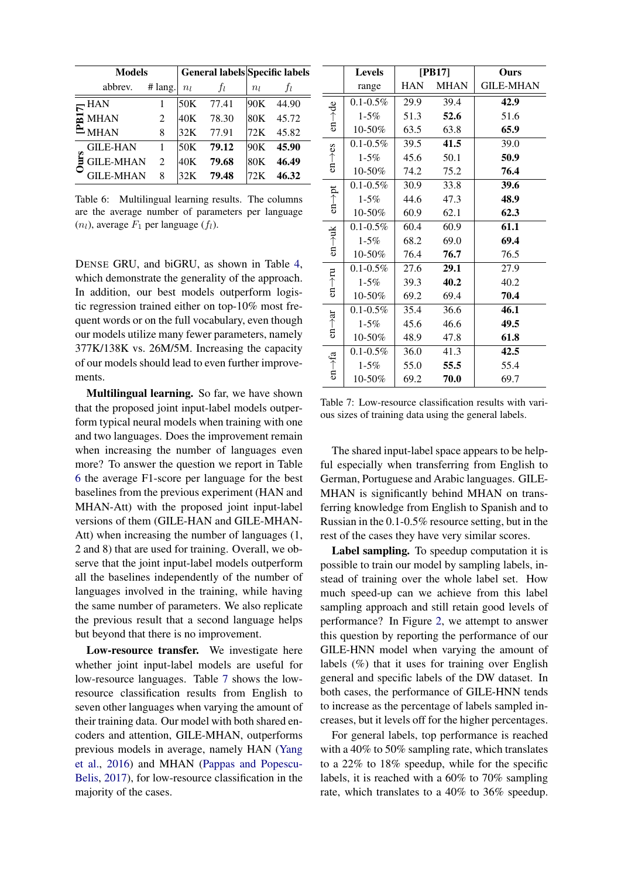| Models | | | General labels | | Specific labels | |
|---|---|---|---|---|---|---|
| | abbrev. | # lang. | $n_l$ | $f_l$ | $n_l$ | $f_l$ |
| [PB17] | HAN | 1 | 50K | 77.41 | 90K | 44.90 |
| | MHAN | 2 | 40K | 78.30 | 80K | 45.72 |
| | MHAN | 8 | 32K | 77.91 | 72K | 45.82 |
| Ours | GILE-HAN | 1 | 50K | **79.12** | 90K | **45.90** |
| | GILE-MHAN | 2 | 40K | **79.68** | 80K | **46.49** |
| | GILE-MHAN | 8 | 32K | **79.48** | 72K | **46.32** |

Table 6: Multilingual learning results. The columns are the average number of parameters per language ($n_l$), average $F_1$ per language ($f_l$).

DENSE GRU, and biGRU, as shown in Table 4, which demonstrate the generality of the approach. In addition, our best models outperform logistic regression trained either on top-10% most frequent words or on the full vocabulary, even though our models utilize many fewer parameters, namely 377K/138K vs. 26M/5M. Increasing the capacity of our models should lead to even further improvements.

**Multilingual learning.** So far, we have shown that the proposed joint input-label models outperform typical neural models when training with one and two languages. Does the improvement remain when increasing the number of languages even more? To answer the question we report in Table 6 the average F1-score per language for the best baselines from the previous experiment (HAN and MHAN-Att) with the proposed joint input-label versions of them (GILE-HAN and GILE-MHAN-Att) when increasing the number of languages (1, 2 and 8) that are used for training. Overall, we observe that the joint input-label models outperform all the baselines independently of the number of languages involved in the training, while having the same number of parameters. We also replicate the previous result that a second language helps but beyond that there is no improvement.

**Low-resource transfer.** We investigate here whether joint input-label models are useful for low-resource languages. Table 7 shows the low-resource classification results from English to seven other languages when varying the amount of their training data. Our model with both shared encoders and attention, GILE-MHAN, outperforms previous models in average, namely HAN (Yang et al., 2016) and MHAN (Pappas and Popescu-Belis, 2017), for low-resource classification in the majority of the cases.

| | Levels | [PB17] | | Ours |
|---|---|---|---|---|
| | range | HAN | MHAN | GILE-MHAN |
| en→de | 0.1-0.5% | 29.9 | 39.4 | **42.9** |
| | 1-5% | 51.3 | **52.6** | 51.6 |
| | 10-50% | 63.5 | 63.8 | **65.9** |
| en→es | 0.1-0.5% | 39.5 | **41.5** | 39.0 |
| | 1-5% | 45.6 | 50.1 | **50.9** |
| | 10-50% | 74.2 | 75.2 | **76.4** |
| en→pt | 0.1-0.5% | 30.9 | 33.8 | **39.6** |
| | 1-5% | 44.6 | 47.3 | **48.9** |
| | 10-50% | 60.9 | 62.1 | **62.3** |
| en→uk | 0.1-0.5% | 60.4 | 60.9 | **61.1** |
| | 1-5% | 68.2 | 69.0 | **69.4** |
| | 10-50% | 76.4 | **76.7** | 76.5 |
| en→ru | 0.1-0.5% | 27.6 | **29.1** | 27.9 |
| | 1-5% | 39.3 | **40.2** | 40.2 |
| | 10-50% | 69.2 | 69.4 | **70.4** |
| en→ar | 0.1-0.5% | 35.4 | 36.6 | **46.1** |
| | 1-5% | 45.6 | 46.6 | **49.5** |
| | 10-50% | 48.9 | 47.8 | **61.8** |
| en→fa | 0.1-0.5% | 36.0 | 41.3 | **42.5** |
| | 1-5% | 55.0 | **55.5** | 55.4 |
| | 10-50% | 69.2 | **70.0** | 69.7 |

Table 7: Low-resource classification results with various sizes of training data using the general labels.

The shared input-label space appears to be helpful especially when transferring from English to German, Portuguese and Arabic languages. GILE-MHAN is significantly behind MHAN on transferring knowledge from English to Spanish and to Russian in the 0.1-0.5% resource setting, but in the rest of the cases they have very similar scores.

**Label sampling.** To speedup computation it is possible to train our model by sampling labels, instead of training over the whole label set. How much speed-up can we achieve from this label sampling approach and still retain good levels of performance? In Figure 2, we attempt to answer this question by reporting the performance of our GILE-HNN model when varying the amount of labels (%) that it uses for training over English general and specific labels of the DW dataset. In both cases, the performance of GILE-HNN tends to increase as the percentage of labels sampled increases, but it levels off for the higher percentages.

For general labels, top performance is reached with a 40% to 50% sampling rate, which translates to a 22% to 18% speedup, while for the specific labels, it is reached with a 60% to 70% sampling rate, which translates to a 40% to 36% speedup.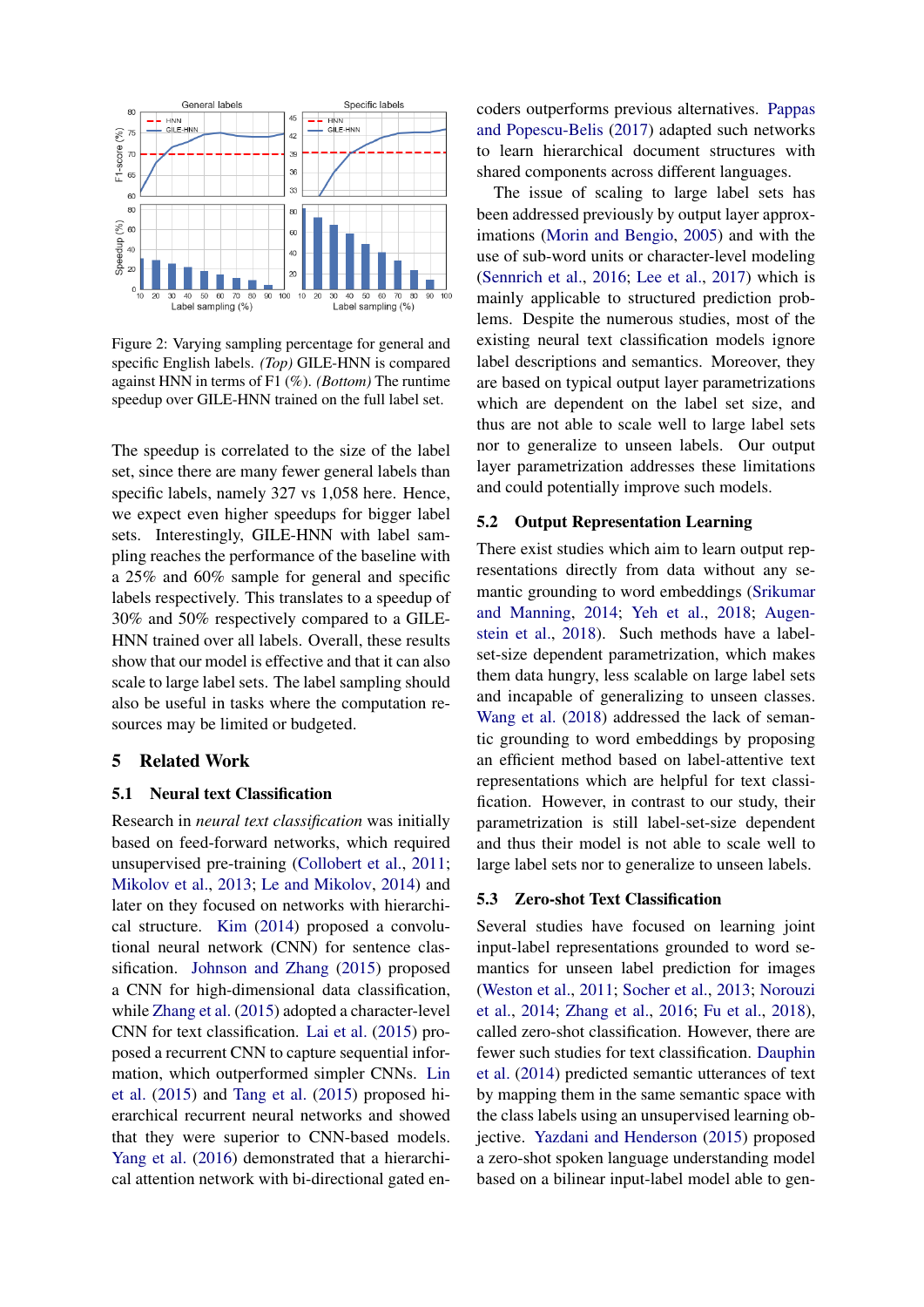Figure 2: Varying sampling percentage for general and specific English labels. *(Top)* GILE-HNN is compared against HNN in terms of F1 (%). *(Bottom)* The runtime speedup over GILE-HNN trained on the full label set.

The speedup is correlated to the size of the label set, since there are many fewer general labels than specific labels, namely 327 vs 1,058 here. Hence, we expect even higher speedups for bigger label sets. Interestingly, GILE-HNN with label sampling reaches the performance of the baseline with a 25% and 60% sample for general and specific labels respectively. This translates to a speedup of 30% and 50% respectively compared to a GILE-HNN trained over all labels. Overall, these results show that our model is effective and that it can also scale to large label sets. The label sampling should also be useful in tasks where the computation resources may be limited or budgeted.

## 5 Related Work

### 5.1 Neural text Classification

Research in *neural text classification* was initially based on feed-forward networks, which required unsupervised pre-training (Collobert et al., 2011; Mikolov et al., 2013; Le and Mikolov, 2014) and later on they focused on networks with hierarchical structure. Kim (2014) proposed a convolutional neural network (CNN) for sentence classification. Johnson and Zhang (2015) proposed a CNN for high-dimensional data classification, while Zhang et al. (2015) adopted a character-level CNN for text classification. Lai et al. (2015) proposed a recurrent CNN to capture sequential information, which outperformed simpler CNNs. Lin et al. (2015) and Tang et al. (2015) proposed hierarchical recurrent neural networks and showed that they were superior to CNN-based models. Yang et al. (2016) demonstrated that a hierarchical attention network with bi-directional gated encoders outperforms previous alternatives. Pappas and Popescu-Belis (2017) adapted such networks to learn hierarchical document structures with shared components across different languages.

The issue of scaling to large label sets has been addressed previously by output layer approximations (Morin and Bengio, 2005) and with the use of sub-word units or character-level modeling (Sennrich et al., 2016; Lee et al., 2017) which is mainly applicable to structured prediction problems. Despite the numerous studies, most of the existing neural text classification models ignore label descriptions and semantics. Moreover, they are based on typical output layer parametrizations which are dependent on the label set size, and thus are not able to scale well to large label sets nor to generalize to unseen labels. Our output layer parametrization addresses these limitations and could potentially improve such models.

### 5.2 Output Representation Learning

There exist studies which aim to learn output representations directly from data without any semantic grounding to word embeddings (Srikumar and Manning, 2014; Yeh et al., 2018; Augenstein et al., 2018). Such methods have a label-set-size dependent parametrization, which makes them data hungry, less scalable on large label sets and incapable of generalizing to unseen classes. Wang et al. (2018) addressed the lack of semantic grounding to word embeddings by proposing an efficient method based on label-attentive text representations which are helpful for text classification. However, in contrast to our study, their parametrization is still label-set-size dependent and thus their model is not able to scale well to large label sets nor to generalize to unseen labels.

### 5.3 Zero-shot Text Classification

Several studies have focused on learning joint input-label representations grounded to word semantics for unseen label prediction for images (Weston et al., 2011; Socher et al., 2013; Norouzi et al., 2014; Zhang et al., 2016; Fu et al., 2018), called zero-shot classification. However, there are fewer such studies for text classification. Dauphin et al. (2014) predicted semantic utterances of text by mapping them in the same semantic space with the class labels using an unsupervised learning objective. Yazdani and Henderson (2015) proposed a zero-shot spoken language understanding model based on a bilinear input-label model able to gen-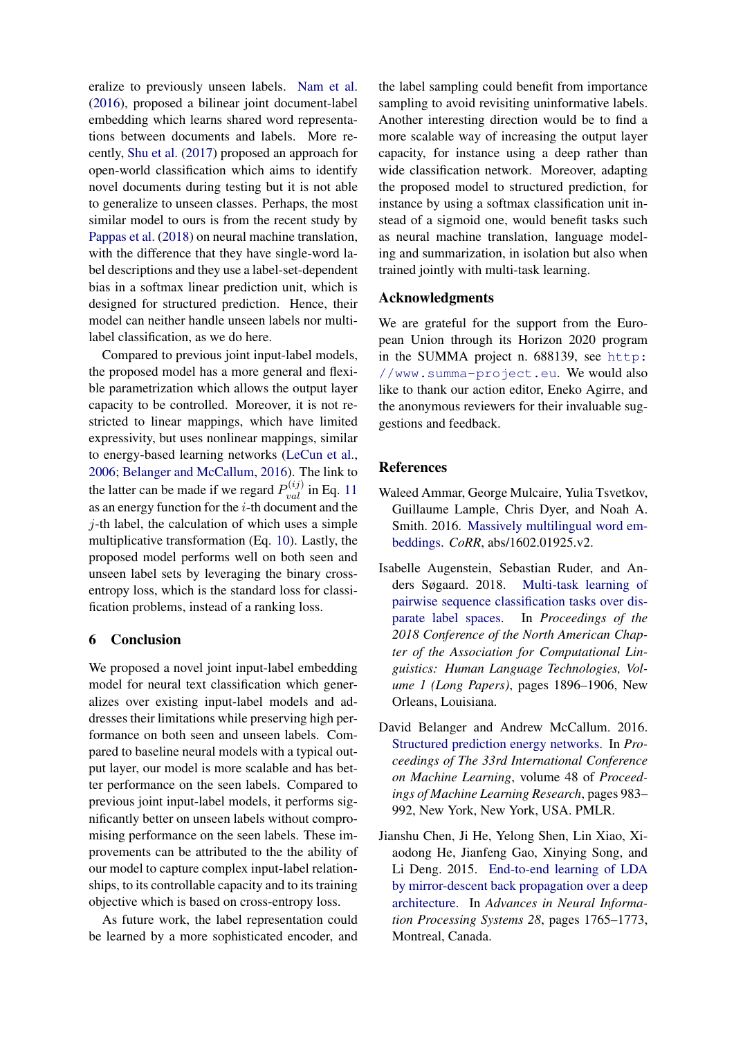eralize to previously unseen labels. Nam et al. (2016), proposed a bilinear joint document-label embedding which learns shared word representations between documents and labels. More recently, Shu et al. (2017) proposed an approach for open-world classification which aims to identify novel documents during testing but it is not able to generalize to unseen classes. Perhaps, the most similar model to ours is from the recent study by Pappas et al. (2018) on neural machine translation, with the difference that they have single-word label descriptions and they use a label-set-dependent bias in a softmax linear prediction unit, which is designed for structured prediction. Hence, their model can neither handle unseen labels nor multi-label classification, as we do here.

Compared to previous joint input-label models, the proposed model has a more general and flexible parametrization which allows the output layer capacity to be controlled. Moreover, it is not restricted to linear mappings, which have limited expressivity, but uses nonlinear mappings, similar to energy-based learning networks (LeCun et al., 2006; Belanger and McCallum, 2016). The link to the latter can be made if we regard $P_{val}^{(ij)}$ in Eq. 11 as an energy function for the $i$-th document and the $j$-th label, the calculation of which uses a simple multiplicative transformation (Eq. 10). Lastly, the proposed model performs well on both seen and unseen label sets by leveraging the binary cross-entropy loss, which is the standard loss for classification problems, instead of a ranking loss.

## 6 Conclusion

We proposed a novel joint input-label embedding model for neural text classification which generalizes over existing input-label models and addresses their limitations while preserving high performance on both seen and unseen labels. Compared to baseline neural models with a typical output layer, our model is more scalable and has better performance on the seen labels. Compared to previous joint input-label models, it performs significantly better on unseen labels without compromising performance on the seen labels. These improvements can be attributed to the the ability of our model to capture complex input-label relationships, to its controllable capacity and to its training objective which is based on cross-entropy loss.

As future work, the label representation could be learned by a more sophisticated encoder, and the label sampling could benefit from importance sampling to avoid revisiting uninformative labels. Another interesting direction would be to find a more scalable way of increasing the output layer capacity, for instance using a deep rather than wide classification network. Moreover, adapting the proposed model to structured prediction, for instance by using a softmax classification unit instead of a sigmoid one, would benefit tasks such as neural machine translation, language modeling and summarization, in isolation but also when trained jointly with multi-task learning.

## Acknowledgments

We are grateful for the support from the European Union through its Horizon 2020 program in the SUMMA project n. 688139, see http://www.summa-project.eu. We would also like to thank our action editor, Eneko Agirre, and the anonymous reviewers for their invaluable suggestions and feedback.

## References

Waleed Ammar, George Mulcaire, Yulia Tsvetkov, Guillaume Lample, Chris Dyer, and Noah A. Smith. 2016. Massively multilingual word embeddings. *CoRR*, abs/1602.01925.v2.

Isabelle Augenstein, Sebastian Ruder, and Anders Søgaard. 2018. Multi-task learning of pairwise sequence classification tasks over disparate label spaces. In *Proceedings of the 2018 Conference of the North American Chapter of the Association for Computational Linguistics: Human Language Technologies, Volume 1 (Long Papers)*, pages 1896–1906, New Orleans, Louisiana.

David Belanger and Andrew McCallum. 2016. Structured prediction energy networks. In *Proceedings of The 33rd International Conference on Machine Learning*, volume 48 of *Proceedings of Machine Learning Research*, pages 983–992, New York, New York, USA. PMLR.

Jianshu Chen, Ji He, Yelong Shen, Lin Xiao, Xiaodong He, Jianfeng Gao, Xinying Song, and Li Deng. 2015. End-to-end learning of LDA by mirror-descent back propagation over a deep architecture. In *Advances in Neural Information Processing Systems 28*, pages 1765–1773, Montreal, Canada.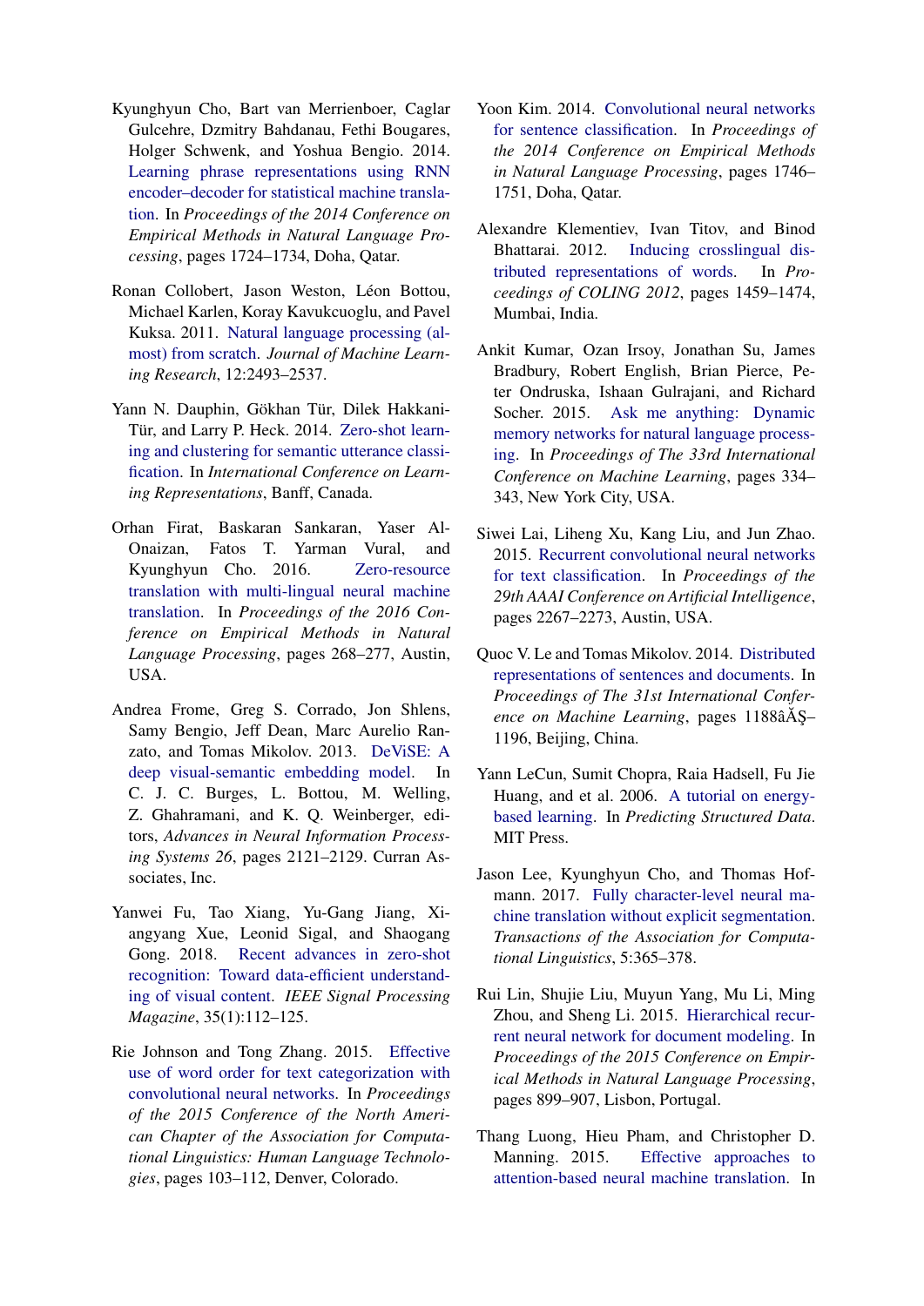Kyunghyun Cho, Bart van Merrienboer, Caglar Gulcehre, Dzmitry Bahdanau, Fethi Bougares, Holger Schwenk, and Yoshua Bengio. 2014. Learning phrase representations using RNN encoder–decoder for statistical machine translation. In *Proceedings of the 2014 Conference on Empirical Methods in Natural Language Processing*, pages 1724–1734, Doha, Qatar.

Ronan Collobert, Jason Weston, Léon Bottou, Michael Karlen, Koray Kavukcuoglu, and Pavel Kuksa. 2011. Natural language processing (almost) from scratch. *Journal of Machine Learning Research*, 12:2493–2537.

Yann N. Dauphin, Gökhan Tür, Dilek Hakkani-Tür, and Larry P. Heck. 2014. Zero-shot learning and clustering for semantic utterance classification. In *International Conference on Learning Representations*, Banff, Canada.

Orhan Firat, Baskaran Sankaran, Yaser Al-Onaizan, Fatos T. Yarman Vural, and Kyunghyun Cho. 2016. Zero-resource translation with multi-lingual neural machine translation. In *Proceedings of the 2016 Conference on Empirical Methods in Natural Language Processing*, pages 268–277, Austin, USA.

Andrea Frome, Greg S. Corrado, Jon Shlens, Samy Bengio, Jeff Dean, Marc Aurelio Ranzato, and Tomas Mikolov. 2013. DeViSE: A deep visual-semantic embedding model. In C. J. C. Burges, L. Bottou, M. Welling, Z. Ghahramani, and K. Q. Weinberger, editors, *Advances in Neural Information Processing Systems 26*, pages 2121–2129. Curran Associates, Inc.

Yanwei Fu, Tao Xiang, Yu-Gang Jiang, Xiangyang Xue, Leonid Sigal, and Shaogang Gong. 2018. Recent advances in zero-shot recognition: Toward data-efficient understanding of visual content. *IEEE Signal Processing Magazine*, 35(1):112–125.

Rie Johnson and Tong Zhang. 2015. Effective use of word order for text categorization with convolutional neural networks. In *Proceedings of the 2015 Conference of the North American Chapter of the Association for Computational Linguistics: Human Language Technologies*, pages 103–112, Denver, Colorado.

Yoon Kim. 2014. Convolutional neural networks for sentence classification. In *Proceedings of the 2014 Conference on Empirical Methods in Natural Language Processing*, pages 1746–1751, Doha, Qatar.

Alexandre Klementiev, Ivan Titov, and Binod Bhattarai. 2012. Inducing crosslingual distributed representations of words. In *Proceedings of COLING 2012*, pages 1459–1474, Mumbai, India.

Ankit Kumar, Ozan Irsoy, Jonathan Su, James Bradbury, Robert English, Brian Pierce, Peter Ondruska, Ishaan Gulrajani, and Richard Socher. 2015. Ask me anything: Dynamic memory networks for natural language processing. In *Proceedings of The 33rd International Conference on Machine Learning*, pages 334–343, New York City, USA.

Siwei Lai, Liheng Xu, Kang Liu, and Jun Zhao. 2015. Recurrent convolutional neural networks for text classification. In *Proceedings of the 29th AAAI Conference on Artificial Intelligence*, pages 2267–2273, Austin, USA.

Quoc V. Le and Tomas Mikolov. 2014. Distributed representations of sentences and documents. In *Proceedings of The 31st International Conference on Machine Learning*, pages 1188âĂŞ–1196, Beijing, China.

Yann LeCun, Sumit Chopra, Raia Hadsell, Fu Jie Huang, and et al. 2006. A tutorial on energy-based learning. In *Predicting Structured Data*. MIT Press.

Jason Lee, Kyunghyun Cho, and Thomas Hofmann. 2017. Fully character-level neural machine translation without explicit segmentation. *Transactions of the Association for Computational Linguistics*, 5:365–378.

Rui Lin, Shujie Liu, Muyun Yang, Mu Li, Ming Zhou, and Sheng Li. 2015. Hierarchical recurrent neural network for document modeling. In *Proceedings of the 2015 Conference on Empirical Methods in Natural Language Processing*, pages 899–907, Lisbon, Portugal.

Thang Luong, Hieu Pham, and Christopher D. Manning. 2015. Effective approaches to attention-based neural machine translation. In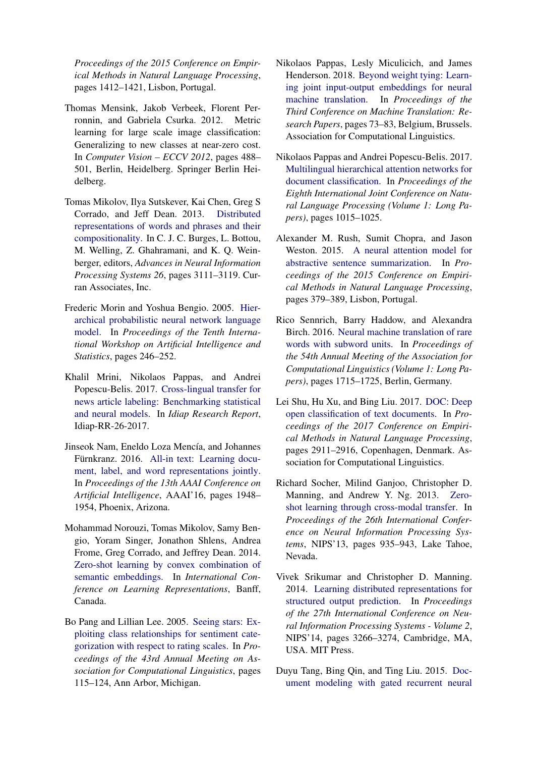*Proceedings of the 2015 Conference on Empirical Methods in Natural Language Processing*, pages 1412–1421, Lisbon, Portugal.

Thomas Mensink, Jakob Verbeek, Florent Perronnin, and Gabriela Csurka. 2012. Metric learning for large scale image classification: Generalizing to new classes at near-zero cost. In *Computer Vision – ECCV 2012*, pages 488–501, Berlin, Heidelberg. Springer Berlin Heidelberg.

Tomas Mikolov, Ilya Sutskever, Kai Chen, Greg S Corrado, and Jeff Dean. 2013. Distributed representations of words and phrases and their compositionality. In C. J. C. Burges, L. Bottou, M. Welling, Z. Ghahramani, and K. Q. Weinberger, editors, *Advances in Neural Information Processing Systems 26*, pages 3111–3119. Curran Associates, Inc.

Frederic Morin and Yoshua Bengio. 2005. Hierarchical probabilistic neural network language model. In *Proceedings of the Tenth International Workshop on Artificial Intelligence and Statistics*, pages 246–252.

Khalil Mrini, Nikolaos Pappas, and Andrei Popescu-Belis. 2017. Cross-lingual transfer for news article labeling: Benchmarking statistical and neural models. In *Idiap Research Report*, Idiap-RR-26-2017.

Jinseok Nam, Eneldo Loza Mencía, and Johannes Fürnkranz. 2016. All-in text: Learning document, label, and word representations jointly. In *Proceedings of the 13th AAAI Conference on Artificial Intelligence*, AAAI'16, pages 1948–1954, Phoenix, Arizona.

Mohammad Norouzi, Tomas Mikolov, Samy Bengio, Yoram Singer, Jonathon Shlens, Andrea Frome, Greg Corrado, and Jeffrey Dean. 2014. Zero-shot learning by convex combination of semantic embeddings. In *International Conference on Learning Representations*, Banff, Canada.

Bo Pang and Lillian Lee. 2005. Seeing stars: Exploiting class relationships for sentiment categorization with respect to rating scales. In *Proceedings of the 43rd Annual Meeting on Association for Computational Linguistics*, pages 115–124, Ann Arbor, Michigan.

Nikolaos Pappas, Lesly Miculicich, and James Henderson. 2018. Beyond weight tying: Learning joint input-output embeddings for neural machine translation. In *Proceedings of the Third Conference on Machine Translation: Research Papers*, pages 73–83, Belgium, Brussels. Association for Computational Linguistics.

Nikolaos Pappas and Andrei Popescu-Belis. 2017. Multilingual hierarchical attention networks for document classification. In *Proceedings of the Eighth International Joint Conference on Natural Language Processing (Volume 1: Long Papers)*, pages 1015–1025.

Alexander M. Rush, Sumit Chopra, and Jason Weston. 2015. A neural attention model for abstractive sentence summarization. In *Proceedings of the 2015 Conference on Empirical Methods in Natural Language Processing*, pages 379–389, Lisbon, Portugal.

Rico Sennrich, Barry Haddow, and Alexandra Birch. 2016. Neural machine translation of rare words with subword units. In *Proceedings of the 54th Annual Meeting of the Association for Computational Linguistics (Volume 1: Long Papers)*, pages 1715–1725, Berlin, Germany.

Lei Shu, Hu Xu, and Bing Liu. 2017. DOC: Deep open classification of text documents. In *Proceedings of the 2017 Conference on Empirical Methods in Natural Language Processing*, pages 2911–2916, Copenhagen, Denmark. Association for Computational Linguistics.

Richard Socher, Milind Ganjoo, Christopher D. Manning, and Andrew Y. Ng. 2013. Zero-shot learning through cross-modal transfer. In *Proceedings of the 26th International Conference on Neural Information Processing Systems*, NIPS'13, pages 935–943, Lake Tahoe, Nevada.

Vivek Srikumar and Christopher D. Manning. 2014. Learning distributed representations for structured output prediction. In *Proceedings of the 27th International Conference on Neural Information Processing Systems - Volume 2*, NIPS'14, pages 3266–3274, Cambridge, MA, USA. MIT Press.

Duyu Tang, Bing Qin, and Ting Liu. 2015. Document modeling with gated recurrent neural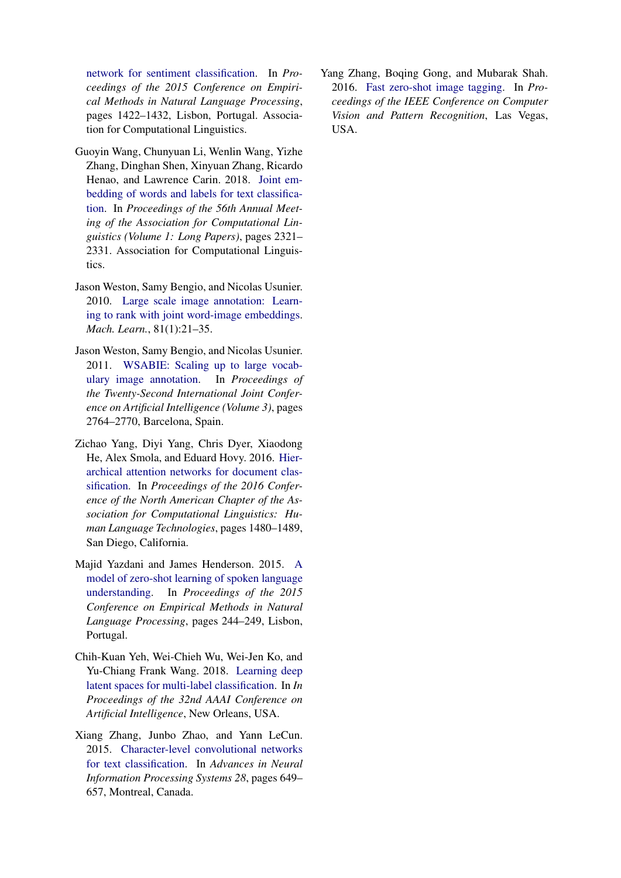network for sentiment classification. In *Proceedings of the 2015 Conference on Empirical Methods in Natural Language Processing*, pages 1422–1432, Lisbon, Portugal. Association for Computational Linguistics.

Guoyin Wang, Chunyuan Li, Wenlin Wang, Yizhe Zhang, Dinghan Shen, Xinyuan Zhang, Ricardo Henao, and Lawrence Carin. 2018. Joint embedding of words and labels for text classification. In *Proceedings of the 56th Annual Meeting of the Association for Computational Linguistics (Volume 1: Long Papers)*, pages 2321–2331. Association for Computational Linguistics.

Jason Weston, Samy Bengio, and Nicolas Usunier. 2010. Large scale image annotation: Learning to rank with joint word-image embeddings. *Mach. Learn.*, 81(1):21–35.

Jason Weston, Samy Bengio, and Nicolas Usunier. 2011. WSABIE: Scaling up to large vocabulary image annotation. In *Proceedings of the Twenty-Second International Joint Conference on Artificial Intelligence (Volume 3)*, pages 2764–2770, Barcelona, Spain.

Zichao Yang, Diyi Yang, Chris Dyer, Xiaodong He, Alex Smola, and Eduard Hovy. 2016. Hierarchical attention networks for document classification. In *Proceedings of the 2016 Conference of the North American Chapter of the Association for Computational Linguistics: Human Language Technologies*, pages 1480–1489, San Diego, California.

Majid Yazdani and James Henderson. 2015. A model of zero-shot learning of spoken language understanding. In *Proceedings of the 2015 Conference on Empirical Methods in Natural Language Processing*, pages 244–249, Lisbon, Portugal.

Chih-Kuan Yeh, Wei-Chieh Wu, Wei-Jen Ko, and Yu-Chiang Frank Wang. 2018. Learning deep latent spaces for multi-label classification. In *In Proceedings of the 32nd AAAI Conference on Artificial Intelligence*, New Orleans, USA.

Xiang Zhang, Junbo Zhao, and Yann LeCun. 2015. Character-level convolutional networks for text classification. In *Advances in Neural Information Processing Systems 28*, pages 649–657, Montreal, Canada.

Yang Zhang, Boqing Gong, and Mubarak Shah. 2016. Fast zero-shot image tagging. In *Proceedings of the IEEE Conference on Computer Vision and Pattern Recognition*, Las Vegas, USA.